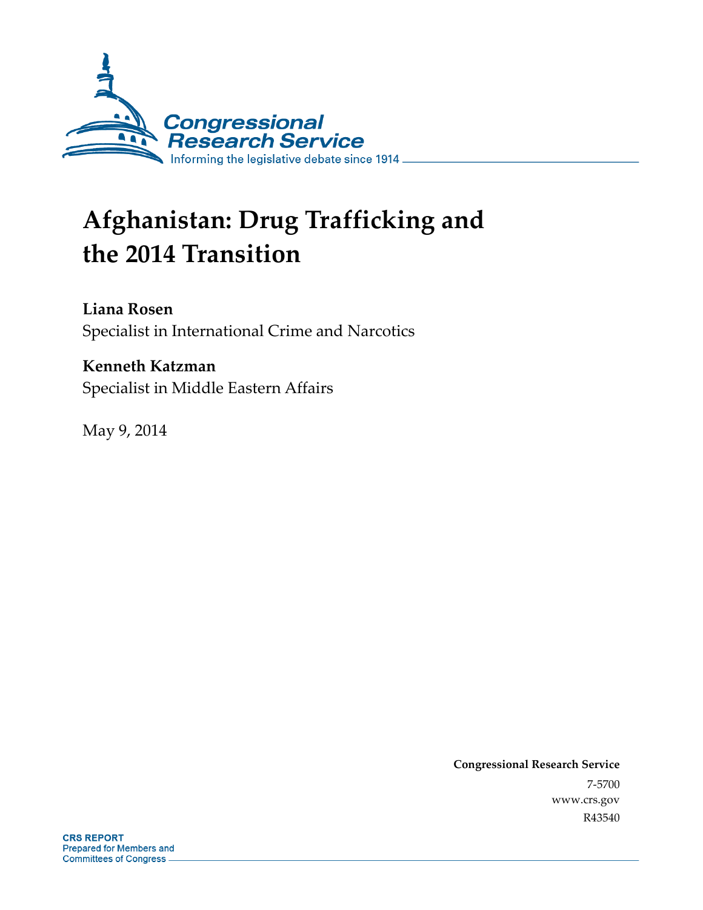Congressional Research Service

Informing the legislative debate since 1914

# Afghanistan: Drug Trafficking and the 2014 Transition

**Liana Rosen**
Specialist in International Crime and Narcotics

**Kenneth Katzman**
Specialist in Middle Eastern Affairs

May 9, 2014

**Congressional Research Service**
7-5700
www.crs.gov
R43540

**CRS REPORT**
Prepared for Members and Committees of Congress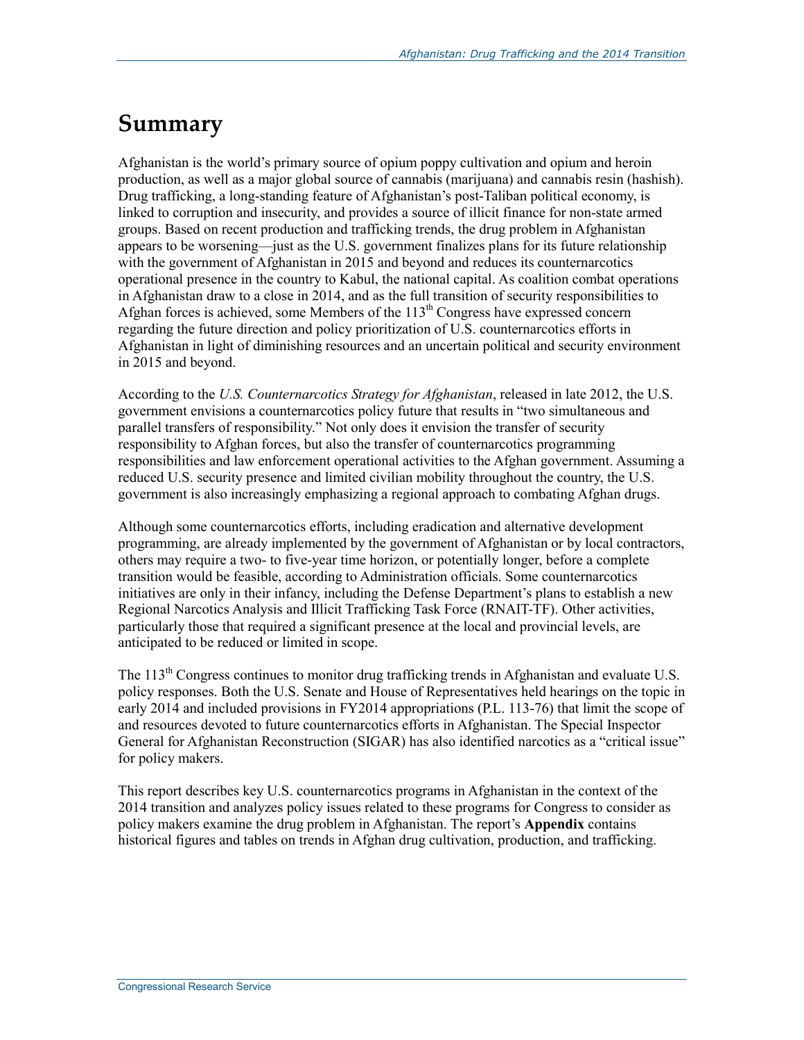# Summary

Afghanistan is the world's primary source of opium poppy cultivation and opium and heroin production, as well as a major global source of cannabis (marijuana) and cannabis resin (hashish). Drug trafficking, a long-standing feature of Afghanistan's post-Taliban political economy, is linked to corruption and insecurity, and provides a source of illicit finance for non-state armed groups. Based on recent production and trafficking trends, the drug problem in Afghanistan appears to be worsening—just as the U.S. government finalizes plans for its future relationship with the government of Afghanistan in 2015 and beyond and reduces its counternarcotics operational presence in the country to Kabul, the national capital. As coalition combat operations in Afghanistan draw to a close in 2014, and as the full transition of security responsibilities to Afghan forces is achieved, some Members of the 113th Congress have expressed concern regarding the future direction and policy prioritization of U.S. counternarcotics efforts in Afghanistan in light of diminishing resources and an uncertain political and security environment in 2015 and beyond.

According to the *U.S. Counternarcotics Strategy for Afghanistan*, released in late 2012, the U.S. government envisions a counternarcotics policy future that results in "two simultaneous and parallel transfers of responsibility." Not only does it envision the transfer of security responsibility to Afghan forces, but also the transfer of counternarcotics programming responsibilities and law enforcement operational activities to the Afghan government. Assuming a reduced U.S. security presence and limited civilian mobility throughout the country, the U.S. government is also increasingly emphasizing a regional approach to combating Afghan drugs.

Although some counternarcotics efforts, including eradication and alternative development programming, are already implemented by the government of Afghanistan or by local contractors, others may require a two- to five-year time horizon, or potentially longer, before a complete transition would be feasible, according to Administration officials. Some counternarcotics initiatives are only in their infancy, including the Defense Department's plans to establish a new Regional Narcotics Analysis and Illicit Trafficking Task Force (RNAIT-TF). Other activities, particularly those that required a significant presence at the local and provincial levels, are anticipated to be reduced or limited in scope.

The 113th Congress continues to monitor drug trafficking trends in Afghanistan and evaluate U.S. policy responses. Both the U.S. Senate and House of Representatives held hearings on the topic in early 2014 and included provisions in FY2014 appropriations (P.L. 113-76) that limit the scope of and resources devoted to future counternarcotics efforts in Afghanistan. The Special Inspector General for Afghanistan Reconstruction (SIGAR) has also identified narcotics as a "critical issue" for policy makers.

This report describes key U.S. counternarcotics programs in Afghanistan in the context of the 2014 transition and analyzes policy issues related to these programs for Congress to consider as policy makers examine the drug problem in Afghanistan. The report's **Appendix** contains historical figures and tables on trends in Afghan drug cultivation, production, and trafficking.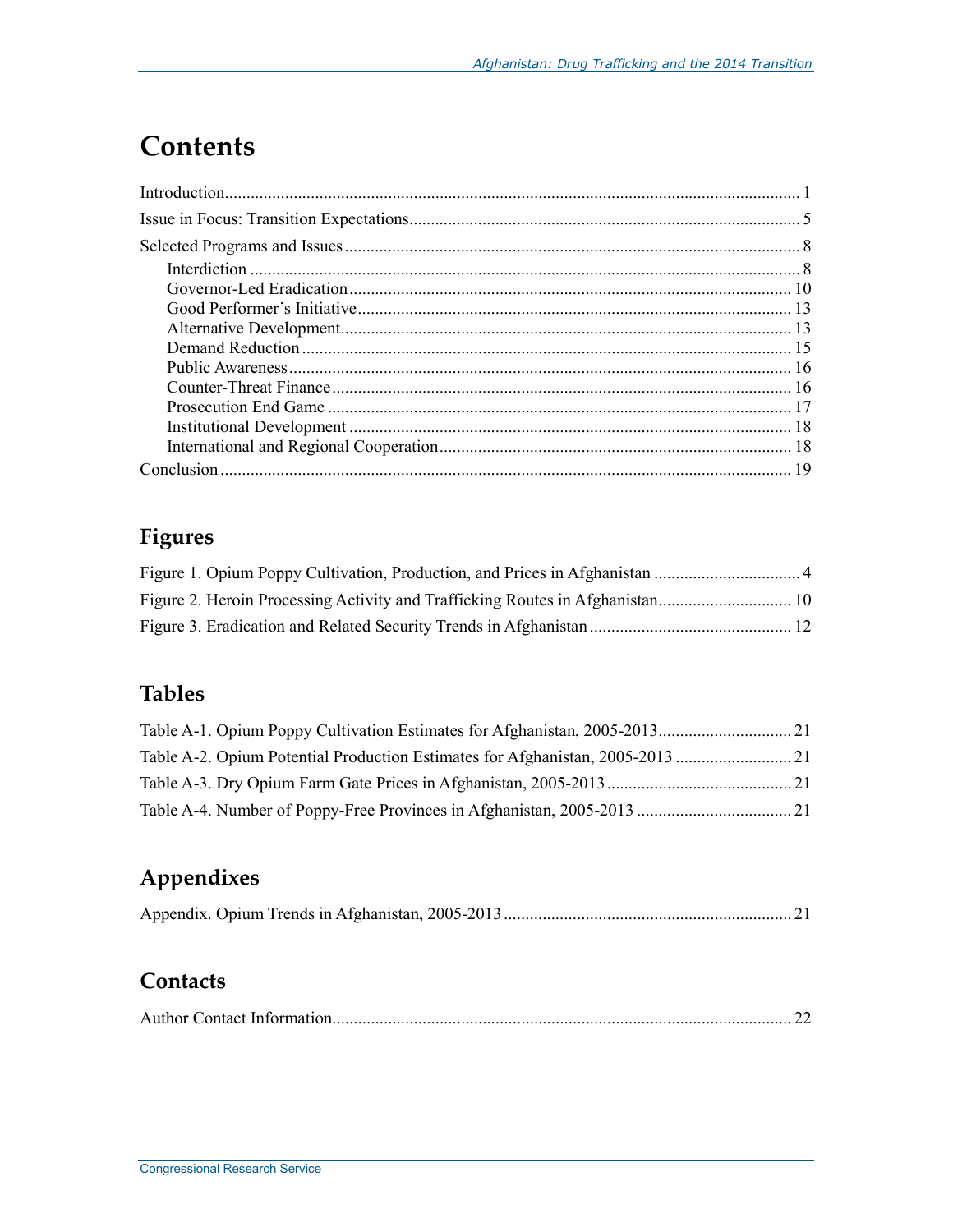# Contents

Introduction..................................................................................................................................... 1

Issue in Focus: Transition Expectations.......................................................................................... 5

Selected Programs and Issues ......................................................................................................... 8

- Interdiction .............................................................................................................................. 8
- Governor-Led Eradication...................................................................................................... 10
- Good Performer's Initiative.................................................................................................... 13
- Alternative Development........................................................................................................ 13
- Demand Reduction ................................................................................................................. 15
- Public Awareness.................................................................................................................... 16
- Counter-Threat Finance.......................................................................................................... 16
- Prosecution End Game ........................................................................................................... 17
- Institutional Development ...................................................................................................... 18
- International and Regional Cooperation................................................................................. 18

Conclusion .................................................................................................................................... 19

## Figures

Figure 1. Opium Poppy Cultivation, Production, and Prices in Afghanistan .................................. 4

Figure 2. Heroin Processing Activity and Trafficking Routes in Afghanistan............................... 10

Figure 3. Eradication and Related Security Trends in Afghanistan ............................................... 12

## Tables

Table A-1. Opium Poppy Cultivation Estimates for Afghanistan, 2005-2013............................... 21

Table A-2. Opium Potential Production Estimates for Afghanistan, 2005-2013 ........................... 21

Table A-3. Dry Opium Farm Gate Prices in Afghanistan, 2005-2013........................................... 21

Table A-4. Number of Poppy-Free Provinces in Afghanistan, 2005-2013 .................................... 21

## Appendixes

Appendix. Opium Trends in Afghanistan, 2005-2013 ................................................................... 21

## Contacts

Author Contact Information........................................................................................................... 22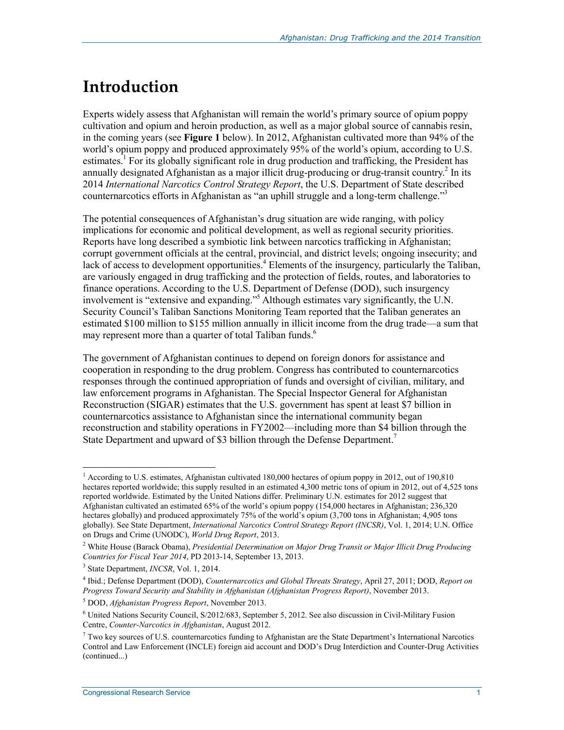# Introduction

Experts widely assess that Afghanistan will remain the world's primary source of opium poppy cultivation and opium and heroin production, as well as a major global source of cannabis resin, in the coming years (see **Figure 1** below). In 2012, Afghanistan cultivated more than 94% of the world's opium poppy and produced approximately 95% of the world's opium, according to U.S. estimates.[1] For its globally significant role in drug production and trafficking, the President has annually designated Afghanistan as a major illicit drug-producing or drug-transit country.[2] In its 2014 *International Narcotics Control Strategy Report*, the U.S. Department of State described counternarcotics efforts in Afghanistan as "an uphill struggle and a long-term challenge."[3]

The potential consequences of Afghanistan's drug situation are wide ranging, with policy implications for economic and political development, as well as regional security priorities. Reports have long described a symbiotic link between narcotics trafficking in Afghanistan; corrupt government officials at the central, provincial, and district levels; ongoing insecurity; and lack of access to development opportunities.[4] Elements of the insurgency, particularly the Taliban, are variously engaged in drug trafficking and the protection of fields, routes, and laboratories to finance operations. According to the U.S. Department of Defense (DOD), such insurgency involvement is "extensive and expanding."[5] Although estimates vary significantly, the U.N. Security Council's Taliban Sanctions Monitoring Team reported that the Taliban generates an estimated $100 million to $155 million annually in illicit income from the drug trade—a sum that may represent more than a quarter of total Taliban funds.[6]

The government of Afghanistan continues to depend on foreign donors for assistance and cooperation in responding to the drug problem. Congress has contributed to counternarcotics responses through the continued appropriation of funds and oversight of civilian, military, and law enforcement programs in Afghanistan. The Special Inspector General for Afghanistan Reconstruction (SIGAR) estimates that the U.S. government has spent at least $7 billion in counternarcotics assistance to Afghanistan since the international community began reconstruction and stability operations in FY2002—including more than $4 billion through the State Department and upward of $3 billion through the Defense Department.[7]

---

[1] According to U.S. estimates, Afghanistan cultivated 180,000 hectares of opium poppy in 2012, out of 190,810 hectares reported worldwide; this supply resulted in an estimated 4,300 metric tons of opium in 2012, out of 4,525 tons reported worldwide. Estimated by the United Nations differ. Preliminary U.N. estimates for 2012 suggest that Afghanistan cultivated an estimated 65% of the world's opium poppy (154,000 hectares in Afghanistan; 236,320 hectares globally) and produced approximately 75% of the world's opium (3,700 tons in Afghanistan; 4,905 tons globally). See State Department, *International Narcotics Control Strategy Report (INCSR)*, Vol. 1, 2014; U.N. Office on Drugs and Crime (UNODC), *World Drug Report*, 2013.

[2] White House (Barack Obama), *Presidential Determination on Major Drug Transit or Major Illicit Drug Producing Countries for Fiscal Year 2014*, PD 2013-14, September 13, 2013.

[3] State Department, *INCSR*, Vol. 1, 2014.

[4] Ibid.; Defense Department (DOD), *Counternarcotics and Global Threats Strategy*, April 27, 2011; DOD, *Report on Progress Toward Security and Stability in Afghanistan (Afghanistan Progress Report)*, November 2013.

[5] DOD, *Afghanistan Progress Report*, November 2013.

[6] United Nations Security Council, S/2012/683, September 5, 2012. See also discussion in Civil-Military Fusion Centre, *Counter-Narcotics in Afghanistan*, August 2012.

[7] Two key sources of U.S. counternarcotics funding to Afghanistan are the State Department's International Narcotics Control and Law Enforcement (INCLE) foreign aid account and DOD's Drug Interdiction and Counter-Drug Activities (continued...)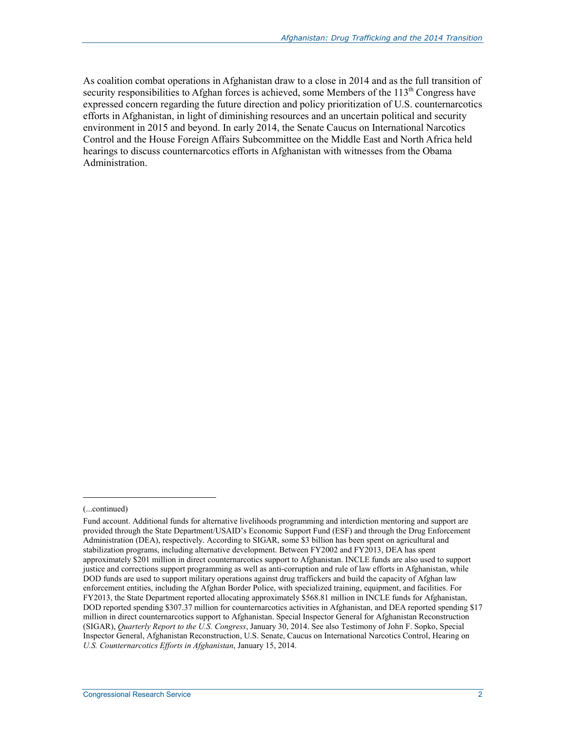As coalition combat operations in Afghanistan draw to a close in 2014 and as the full transition of security responsibilities to Afghan forces is achieved, some Members of the 113th Congress have expressed concern regarding the future direction and policy prioritization of U.S. counternarcotics efforts in Afghanistan, in light of diminishing resources and an uncertain political and security environment in 2015 and beyond. In early 2014, the Senate Caucus on International Narcotics Control and the House Foreign Affairs Subcommittee on the Middle East and North Africa held hearings to discuss counternarcotics efforts in Afghanistan with witnesses from the Obama Administration.

---

(...continued)

Fund account. Additional funds for alternative livelihoods programming and interdiction mentoring and support are provided through the State Department/USAID's Economic Support Fund (ESF) and through the Drug Enforcement Administration (DEA), respectively. According to SIGAR, some $3 billion has been spent on agricultural and stabilization programs, including alternative development. Between FY2002 and FY2013, DEA has spent approximately $201 million in direct counternarcotics support to Afghanistan. INCLE funds are also used to support justice and corrections support programming as well as anti-corruption and rule of law efforts in Afghanistan, while DOD funds are used to support military operations against drug traffickers and build the capacity of Afghan law enforcement entities, including the Afghan Border Police, with specialized training, equipment, and facilities. For FY2013, the State Department reported allocating approximately $568.81 million in INCLE funds for Afghanistan, DOD reported spending $307.37 million for counternarcotics activities in Afghanistan, and DEA reported spending $17 million in direct counternarcotics support to Afghanistan. Special Inspector General for Afghanistan Reconstruction (SIGAR), *Quarterly Report to the U.S. Congress*, January 30, 2014. See also Testimony of John F. Sopko, Special Inspector General, Afghanistan Reconstruction, U.S. Senate, Caucus on International Narcotics Control, Hearing on *U.S. Counternarcotics Efforts in Afghanistan*, January 15, 2014.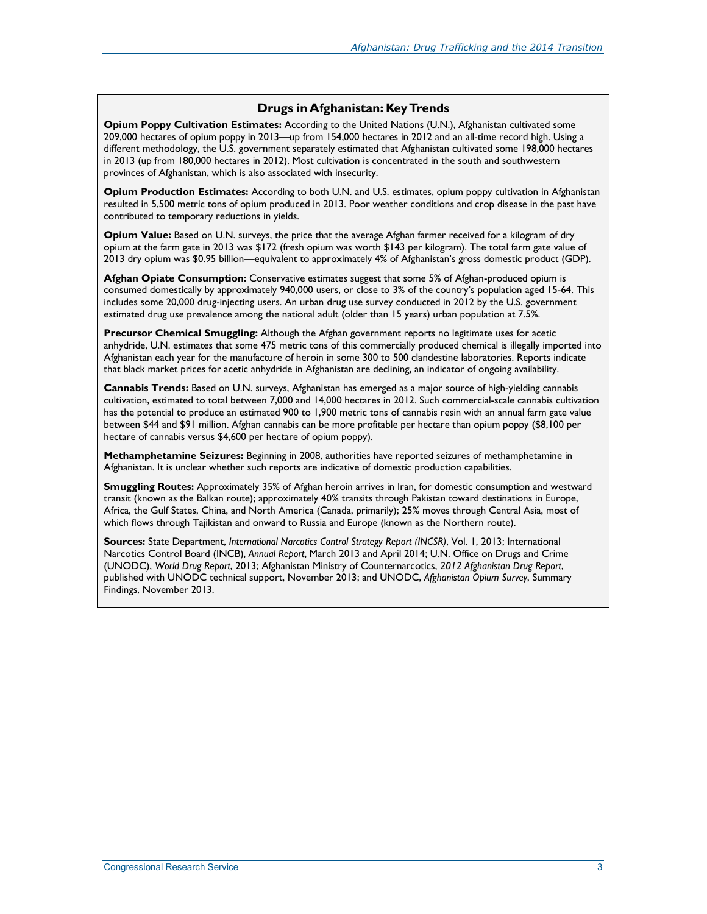## Drugs in Afghanistan: Key Trends

**Opium Poppy Cultivation Estimates:** According to the United Nations (U.N.), Afghanistan cultivated some 209,000 hectares of opium poppy in 2013—up from 154,000 hectares in 2012 and an all-time record high. Using a different methodology, the U.S. government separately estimated that Afghanistan cultivated some 198,000 hectares in 2013 (up from 180,000 hectares in 2012). Most cultivation is concentrated in the south and southwestern provinces of Afghanistan, which is also associated with insecurity.

**Opium Production Estimates:** According to both U.N. and U.S. estimates, opium poppy cultivation in Afghanistan resulted in 5,500 metric tons of opium produced in 2013. Poor weather conditions and crop disease in the past have contributed to temporary reductions in yields.

**Opium Value:** Based on U.N. surveys, the price that the average Afghan farmer received for a kilogram of dry opium at the farm gate in 2013 was $172 (fresh opium was worth $143 per kilogram). The total farm gate value of 2013 dry opium was $0.95 billion—equivalent to approximately 4% of Afghanistan's gross domestic product (GDP).

**Afghan Opiate Consumption:** Conservative estimates suggest that some 5% of Afghan-produced opium is consumed domestically by approximately 940,000 users, or close to 3% of the country's population aged 15-64. This includes some 20,000 drug-injecting users. An urban drug use survey conducted in 2012 by the U.S. government estimated drug use prevalence among the national adult (older than 15 years) urban population at 7.5%.

**Precursor Chemical Smuggling:** Although the Afghan government reports no legitimate uses for acetic anhydride, U.N. estimates that some 475 metric tons of this commercially produced chemical is illegally imported into Afghanistan each year for the manufacture of heroin in some 300 to 500 clandestine laboratories. Reports indicate that black market prices for acetic anhydride in Afghanistan are declining, an indicator of ongoing availability.

**Cannabis Trends:** Based on U.N. surveys, Afghanistan has emerged as a major source of high-yielding cannabis cultivation, estimated to total between 7,000 and 14,000 hectares in 2012. Such commercial-scale cannabis cultivation has the potential to produce an estimated 900 to 1,900 metric tons of cannabis resin with an annual farm gate value between $44 and $91 million. Afghan cannabis can be more profitable per hectare than opium poppy ($8,100 per hectare of cannabis versus $4,600 per hectare of opium poppy).

**Methamphetamine Seizures:** Beginning in 2008, authorities have reported seizures of methamphetamine in Afghanistan. It is unclear whether such reports are indicative of domestic production capabilities.

**Smuggling Routes:** Approximately 35% of Afghan heroin arrives in Iran, for domestic consumption and westward transit (known as the Balkan route); approximately 40% transits through Pakistan toward destinations in Europe, Africa, the Gulf States, China, and North America (Canada, primarily); 25% moves through Central Asia, most of which flows through Tajikistan and onward to Russia and Europe (known as the Northern route).

**Sources:** State Department, *International Narcotics Control Strategy Report (INCSR)*, Vol. 1, 2013; International Narcotics Control Board (INCB), *Annual Report*, March 2013 and April 2014; U.N. Office on Drugs and Crime (UNODC), *World Drug Report*, 2013; Afghanistan Ministry of Counternarcotics, *2012 Afghanistan Drug Report*, published with UNODC technical support, November 2013; and UNODC, *Afghanistan Opium Survey*, Summary Findings, November 2013.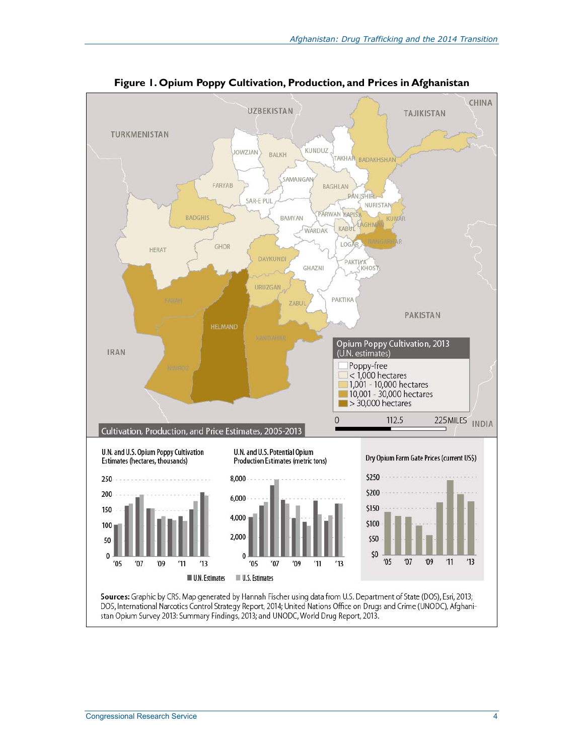**Figure 1. Opium Poppy Cultivation, Production, and Prices in Afghanistan**

**Sources:** Graphic by CRS. Map generated by Hannah Fischer using data from U.S. Department of State (DOS), Esri, 2013; DOS, International Narcotics Control Strategy Report, 2014; United Nations Office on Drugs and Crime (UNODC), Afghanistan Opium Survey 2013: Summary Findings, 2013; and UNODC, World Drug Report, 2013.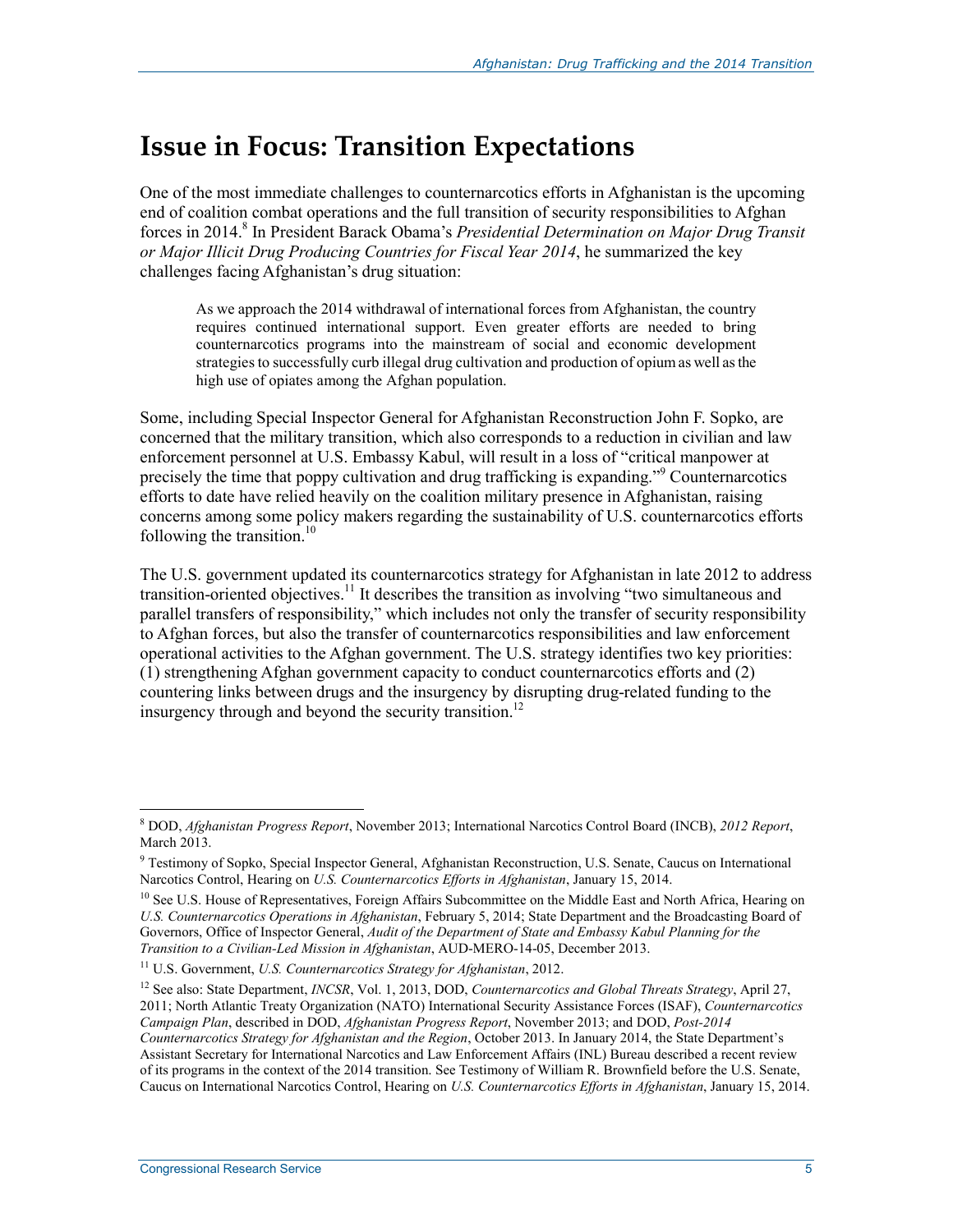# Issue in Focus: Transition Expectations

One of the most immediate challenges to counternarcotics efforts in Afghanistan is the upcoming end of coalition combat operations and the full transition of security responsibilities to Afghan forces in 2014.[8] In President Barack Obama's *Presidential Determination on Major Drug Transit or Major Illicit Drug Producing Countries for Fiscal Year 2014*, he summarized the key challenges facing Afghanistan's drug situation:

> As we approach the 2014 withdrawal of international forces from Afghanistan, the country requires continued international support. Even greater efforts are needed to bring counternarcotics programs into the mainstream of social and economic development strategies to successfully curb illegal drug cultivation and production of opium as well as the high use of opiates among the Afghan population.

Some, including Special Inspector General for Afghanistan Reconstruction John F. Sopko, are concerned that the military transition, which also corresponds to a reduction in civilian and law enforcement personnel at U.S. Embassy Kabul, will result in a loss of "critical manpower at precisely the time that poppy cultivation and drug trafficking is expanding."[9] Counternarcotics efforts to date have relied heavily on the coalition military presence in Afghanistan, raising concerns among some policy makers regarding the sustainability of U.S. counternarcotics efforts following the transition.[10]

The U.S. government updated its counternarcotics strategy for Afghanistan in late 2012 to address transition-oriented objectives.[11] It describes the transition as involving "two simultaneous and parallel transfers of responsibility," which includes not only the transfer of security responsibility to Afghan forces, but also the transfer of counternarcotics responsibilities and law enforcement operational activities to the Afghan government. The U.S. strategy identifies two key priorities: (1) strengthening Afghan government capacity to conduct counternarcotics efforts and (2) countering links between drugs and the insurgency by disrupting drug-related funding to the insurgency through and beyond the security transition.[12]

---

[8] DOD, *Afghanistan Progress Report*, November 2013; International Narcotics Control Board (INCB), *2012 Report*, March 2013.

[9] Testimony of Sopko, Special Inspector General, Afghanistan Reconstruction, U.S. Senate, Caucus on International Narcotics Control, Hearing on *U.S. Counternarcotics Efforts in Afghanistan*, January 15, 2014.

[10] See U.S. House of Representatives, Foreign Affairs Subcommittee on the Middle East and North Africa, Hearing on *U.S. Counternarcotics Operations in Afghanistan*, February 5, 2014; State Department and the Broadcasting Board of Governors, Office of Inspector General, *Audit of the Department of State and Embassy Kabul Planning for the Transition to a Civilian-Led Mission in Afghanistan*, AUD-MERO-14-05, December 2013.

[11] U.S. Government, *U.S. Counternarcotics Strategy for Afghanistan*, 2012.

[12] See also: State Department, *INCSR*, Vol. 1, 2013, DOD, *Counternarcotics and Global Threats Strategy*, April 27, 2011; North Atlantic Treaty Organization (NATO) International Security Assistance Forces (ISAF), *Counternarcotics Campaign Plan*, described in DOD, *Afghanistan Progress Report*, November 2013; and DOD, *Post-2014 Counternarcotics Strategy for Afghanistan and the Region*, October 2013. In January 2014, the State Department's Assistant Secretary for International Narcotics and Law Enforcement Affairs (INL) Bureau described a recent review of its programs in the context of the 2014 transition. See Testimony of William R. Brownfield before the U.S. Senate, Caucus on International Narcotics Control, Hearing on *U.S. Counternarcotics Efforts in Afghanistan*, January 15, 2014.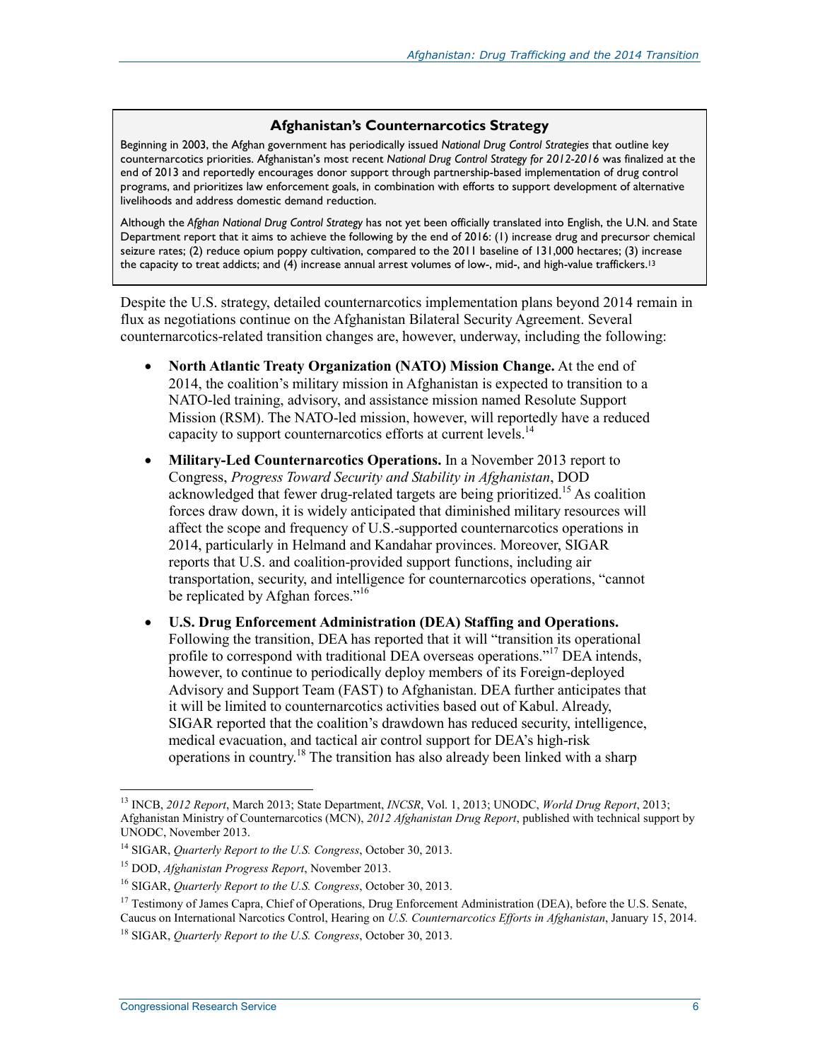### Afghanistan's Counternarcotics Strategy

Beginning in 2003, the Afghan government has periodically issued *National Drug Control Strategies* that outline key counternarcotics priorities. Afghanistan's most recent *National Drug Control Strategy for 2012-2016* was finalized at the end of 2013 and reportedly encourages donor support through partnership-based implementation of drug control programs, and prioritizes law enforcement goals, in combination with efforts to support development of alternative livelihoods and address domestic demand reduction.

Although the *Afghan National Drug Control Strategy* has not yet been officially translated into English, the U.N. and State Department report that it aims to achieve the following by the end of 2016: (1) increase drug and precursor chemical seizure rates; (2) reduce opium poppy cultivation, compared to the 2011 baseline of 131,000 hectares; (3) increase the capacity to treat addicts; and (4) increase annual arrest volumes of low-, mid-, and high-value traffickers.[13]

Despite the U.S. strategy, detailed counternarcotics implementation plans beyond 2014 remain in flux as negotiations continue on the Afghanistan Bilateral Security Agreement. Several counternarcotics-related transition changes are, however, underway, including the following:

- **North Atlantic Treaty Organization (NATO) Mission Change.** At the end of 2014, the coalition's military mission in Afghanistan is expected to transition to a NATO-led training, advisory, and assistance mission named Resolute Support Mission (RSM). The NATO-led mission, however, will reportedly have a reduced capacity to support counternarcotics efforts at current levels.[14]
- **Military-Led Counternarcotics Operations.** In a November 2013 report to Congress, *Progress Toward Security and Stability in Afghanistan*, DOD acknowledged that fewer drug-related targets are being prioritized.[15] As coalition forces draw down, it is widely anticipated that diminished military resources will affect the scope and frequency of U.S.-supported counternarcotics operations in 2014, particularly in Helmand and Kandahar provinces. Moreover, SIGAR reports that U.S. and coalition-provided support functions, including air transportation, security, and intelligence for counternarcotics operations, "cannot be replicated by Afghan forces."[16]
- **U.S. Drug Enforcement Administration (DEA) Staffing and Operations.** Following the transition, DEA has reported that it will "transition its operational profile to correspond with traditional DEA overseas operations."[17] DEA intends, however, to continue to periodically deploy members of its Foreign-deployed Advisory and Support Team (FAST) to Afghanistan. DEA further anticipates that it will be limited to counternarcotics activities based out of Kabul. Already, SIGAR reported that the coalition's drawdown has reduced security, intelligence, medical evacuation, and tactical air control support for DEA's high-risk operations in country.[18] The transition has also already been linked with a sharp

---

[13] INCB, *2012 Report*, March 2013; State Department, *INCSR*, Vol. 1, 2013; UNODC, *World Drug Report*, 2013; Afghanistan Ministry of Counternarcotics (MCN), *2012 Afghanistan Drug Report*, published with technical support by UNODC, November 2013.

[14] SIGAR, *Quarterly Report to the U.S. Congress*, October 30, 2013.

[15] DOD, *Afghanistan Progress Report*, November 2013.

[16] SIGAR, *Quarterly Report to the U.S. Congress*, October 30, 2013.

[17] Testimony of James Capra, Chief of Operations, Drug Enforcement Administration (DEA), before the U.S. Senate, Caucus on International Narcotics Control, Hearing on *U.S. Counternarcotics Efforts in Afghanistan*, January 15, 2014.

[18] SIGAR, *Quarterly Report to the U.S. Congress*, October 30, 2013.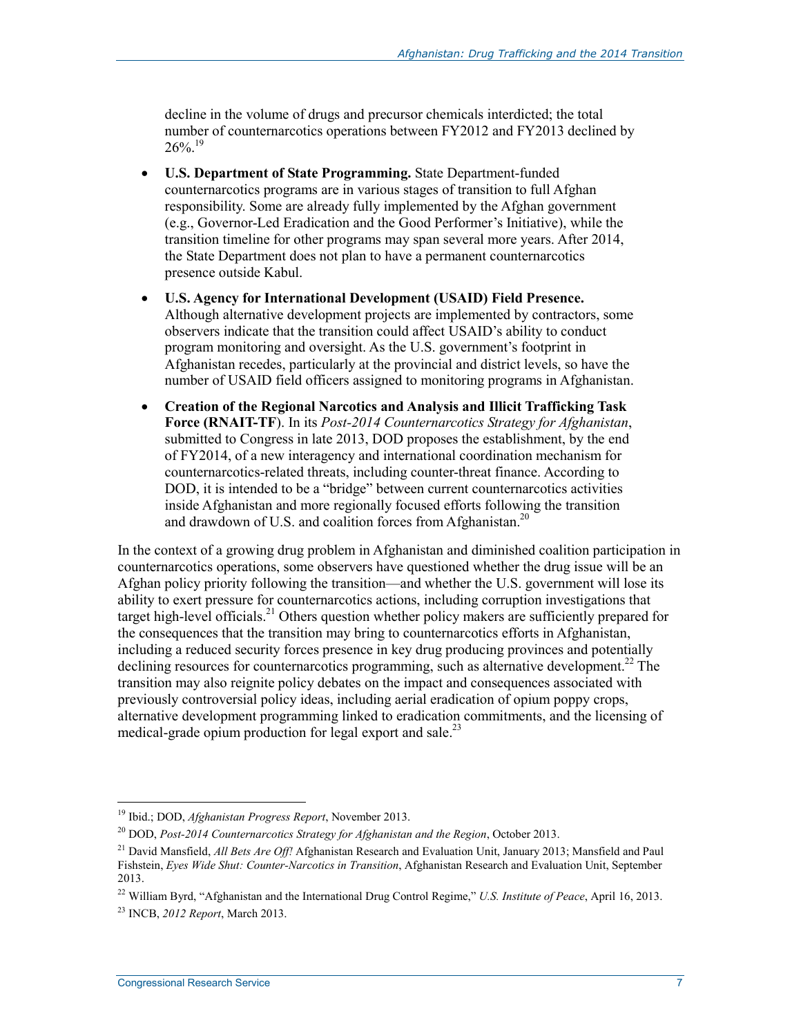decline in the volume of drugs and precursor chemicals interdicted; the total number of counternarcotics operations between FY2012 and FY2013 declined by 26%.[19]

- **U.S. Department of State Programming.** State Department-funded counternarcotics programs are in various stages of transition to full Afghan responsibility. Some are already fully implemented by the Afghan government (e.g., Governor-Led Eradication and the Good Performer's Initiative), while the transition timeline for other programs may span several more years. After 2014, the State Department does not plan to have a permanent counternarcotics presence outside Kabul.
- **U.S. Agency for International Development (USAID) Field Presence.** Although alternative development projects are implemented by contractors, some observers indicate that the transition could affect USAID's ability to conduct program monitoring and oversight. As the U.S. government's footprint in Afghanistan recedes, particularly at the provincial and district levels, so have the number of USAID field officers assigned to monitoring programs in Afghanistan.
- **Creation of the Regional Narcotics and Analysis and Illicit Trafficking Task Force (RNAIT-TF)**. In its *Post-2014 Counternarcotics Strategy for Afghanistan*, submitted to Congress in late 2013, DOD proposes the establishment, by the end of FY2014, of a new interagency and international coordination mechanism for counternarcotics-related threats, including counter-threat finance. According to DOD, it is intended to be a "bridge" between current counternarcotics activities inside Afghanistan and more regionally focused efforts following the transition and drawdown of U.S. and coalition forces from Afghanistan.[20]

In the context of a growing drug problem in Afghanistan and diminished coalition participation in counternarcotics operations, some observers have questioned whether the drug issue will be an Afghan policy priority following the transition—and whether the U.S. government will lose its ability to exert pressure for counternarcotics actions, including corruption investigations that target high-level officials.[21] Others question whether policy makers are sufficiently prepared for the consequences that the transition may bring to counternarcotics efforts in Afghanistan, including a reduced security forces presence in key drug producing provinces and potentially declining resources for counternarcotics programming, such as alternative development.[22] The transition may also reignite policy debates on the impact and consequences associated with previously controversial policy ideas, including aerial eradication of opium poppy crops, alternative development programming linked to eradication commitments, and the licensing of medical-grade opium production for legal export and sale.[23]

---

[19] Ibid.; DOD, *Afghanistan Progress Report*, November 2013.

[20] DOD, *Post-2014 Counternarcotics Strategy for Afghanistan and the Region*, October 2013.

[21] David Mansfield, *All Bets Are Off!* Afghanistan Research and Evaluation Unit, January 2013; Mansfield and Paul Fishstein, *Eyes Wide Shut: Counter-Narcotics in Transition*, Afghanistan Research and Evaluation Unit, September 2013.

[22] William Byrd, "Afghanistan and the International Drug Control Regime," *U.S. Institute of Peace*, April 16, 2013.

[23] INCB, *2012 Report*, March 2013.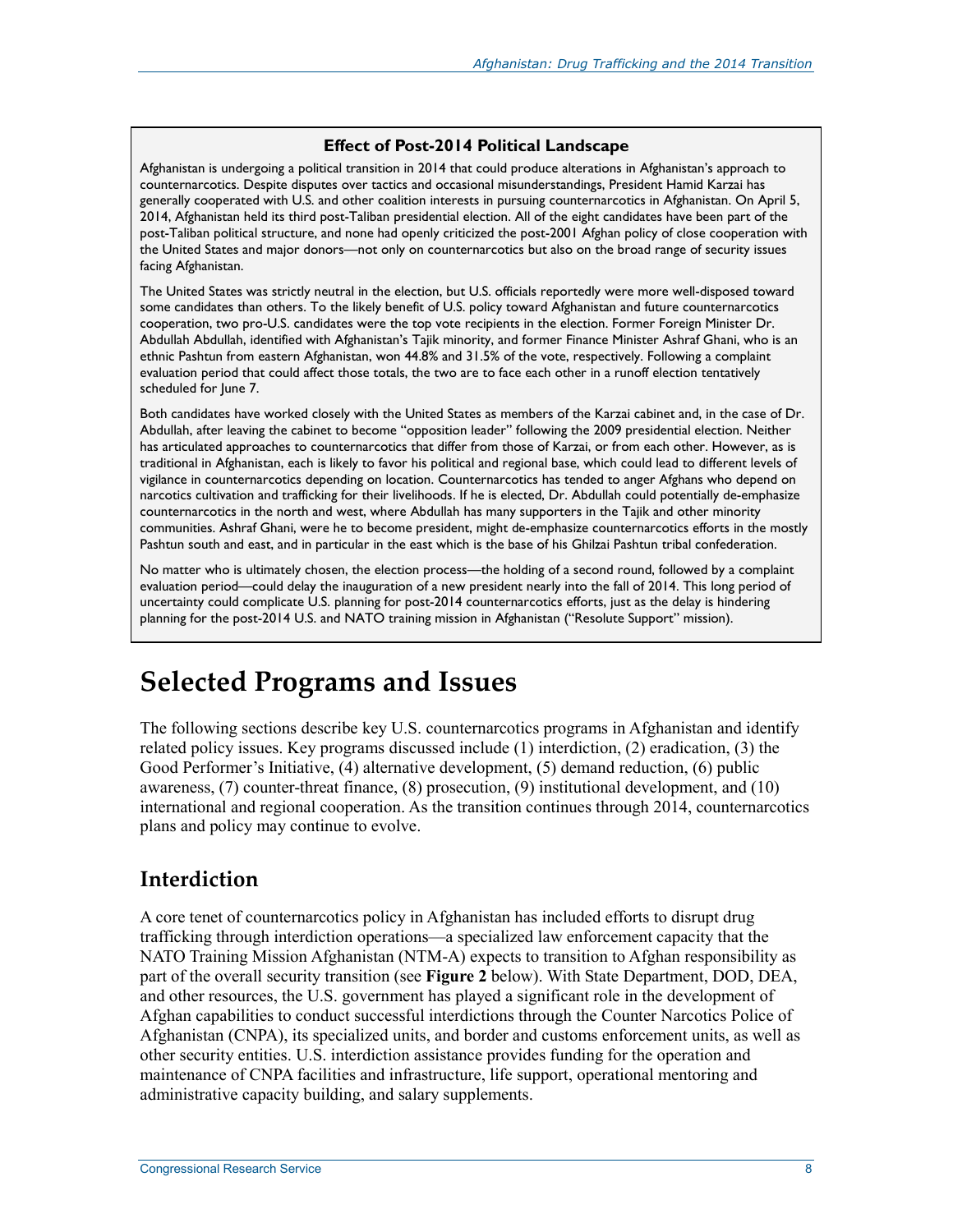**Effect of Post-2014 Political Landscape**

Afghanistan is undergoing a political transition in 2014 that could produce alterations in Afghanistan's approach to counternarcotics. Despite disputes over tactics and occasional misunderstandings, President Hamid Karzai has generally cooperated with U.S. and other coalition interests in pursuing counternarcotics in Afghanistan. On April 5, 2014, Afghanistan held its third post-Taliban presidential election. All of the eight candidates have been part of the post-Taliban political structure, and none had openly criticized the post-2001 Afghan policy of close cooperation with the United States and major donors—not only on counternarcotics but also on the broad range of security issues facing Afghanistan.

The United States was strictly neutral in the election, but U.S. officials reportedly were more well-disposed toward some candidates than others. To the likely benefit of U.S. policy toward Afghanistan and future counternarcotics cooperation, two pro-U.S. candidates were the top vote recipients in the election. Former Foreign Minister Dr. Abdullah Abdullah, identified with Afghanistan's Tajik minority, and former Finance Minister Ashraf Ghani, who is an ethnic Pashtun from eastern Afghanistan, won 44.8% and 31.5% of the vote, respectively. Following a complaint evaluation period that could affect those totals, the two are to face each other in a runoff election tentatively scheduled for June 7.

Both candidates have worked closely with the United States as members of the Karzai cabinet and, in the case of Dr. Abdullah, after leaving the cabinet to become "opposition leader" following the 2009 presidential election. Neither has articulated approaches to counternarcotics that differ from those of Karzai, or from each other. However, as is traditional in Afghanistan, each is likely to favor his political and regional base, which could lead to different levels of vigilance in counternarcotics depending on location. Counternarcotics has tended to anger Afghans who depend on narcotics cultivation and trafficking for their livelihoods. If he is elected, Dr. Abdullah could potentially de-emphasize counternarcotics in the north and west, where Abdullah has many supporters in the Tajik and other minority communities. Ashraf Ghani, were he to become president, might de-emphasize counternarcotics efforts in the mostly Pashtun south and east, and in particular in the east which is the base of his Ghilzai Pashtun tribal confederation.

No matter who is ultimately chosen, the election process—the holding of a second round, followed by a complaint evaluation period—could delay the inauguration of a new president nearly into the fall of 2014. This long period of uncertainty could complicate U.S. planning for post-2014 counternarcotics efforts, just as the delay is hindering planning for the post-2014 U.S. and NATO training mission in Afghanistan ("Resolute Support" mission).

# Selected Programs and Issues

The following sections describe key U.S. counternarcotics programs in Afghanistan and identify related policy issues. Key programs discussed include (1) interdiction, (2) eradication, (3) the Good Performer's Initiative, (4) alternative development, (5) demand reduction, (6) public awareness, (7) counter-threat finance, (8) prosecution, (9) institutional development, and (10) international and regional cooperation. As the transition continues through 2014, counternarcotics plans and policy may continue to evolve.

## Interdiction

A core tenet of counternarcotics policy in Afghanistan has included efforts to disrupt drug trafficking through interdiction operations—a specialized law enforcement capacity that the NATO Training Mission Afghanistan (NTM-A) expects to transition to Afghan responsibility as part of the overall security transition (see **Figure 2** below). With State Department, DOD, DEA, and other resources, the U.S. government has played a significant role in the development of Afghan capabilities to conduct successful interdictions through the Counter Narcotics Police of Afghanistan (CNPA), its specialized units, and border and customs enforcement units, as well as other security entities. U.S. interdiction assistance provides funding for the operation and maintenance of CNPA facilities and infrastructure, life support, operational mentoring and administrative capacity building, and salary supplements.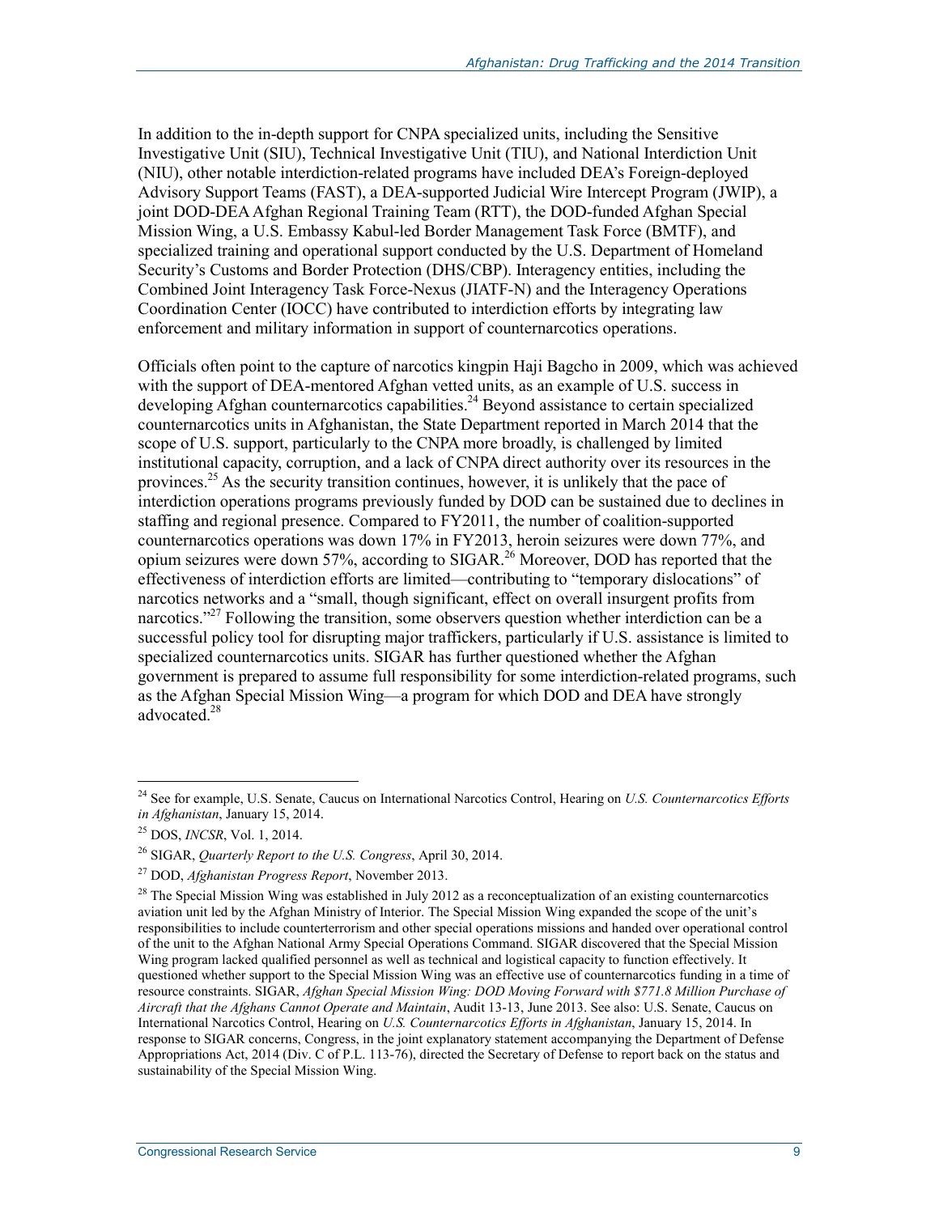In addition to the in-depth support for CNPA specialized units, including the Sensitive Investigative Unit (SIU), Technical Investigative Unit (TIU), and National Interdiction Unit (NIU), other notable interdiction-related programs have included DEA's Foreign-deployed Advisory Support Teams (FAST), a DEA-supported Judicial Wire Intercept Program (JWIP), a joint DOD-DEA Afghan Regional Training Team (RTT), the DOD-funded Afghan Special Mission Wing, a U.S. Embassy Kabul-led Border Management Task Force (BMTF), and specialized training and operational support conducted by the U.S. Department of Homeland Security's Customs and Border Protection (DHS/CBP). Interagency entities, including the Combined Joint Interagency Task Force-Nexus (JIATF-N) and the Interagency Operations Coordination Center (IOCC) have contributed to interdiction efforts by integrating law enforcement and military information in support of counternarcotics operations.

Officials often point to the capture of narcotics kingpin Haji Bagcho in 2009, which was achieved with the support of DEA-mentored Afghan vetted units, as an example of U.S. success in developing Afghan counternarcotics capabilities.[24] Beyond assistance to certain specialized counternarcotics units in Afghanistan, the State Department reported in March 2014 that the scope of U.S. support, particularly to the CNPA more broadly, is challenged by limited institutional capacity, corruption, and a lack of CNPA direct authority over its resources in the provinces.[25] As the security transition continues, however, it is unlikely that the pace of interdiction operations programs previously funded by DOD can be sustained due to declines in staffing and regional presence. Compared to FY2011, the number of coalition-supported counternarcotics operations was down 17% in FY2013, heroin seizures were down 77%, and opium seizures were down 57%, according to SIGAR.[26] Moreover, DOD has reported that the effectiveness of interdiction efforts are limited—contributing to "temporary dislocations" of narcotics networks and a "small, though significant, effect on overall insurgent profits from narcotics."[27] Following the transition, some observers question whether interdiction can be a successful policy tool for disrupting major traffickers, particularly if U.S. assistance is limited to specialized counternarcotics units. SIGAR has further questioned whether the Afghan government is prepared to assume full responsibility for some interdiction-related programs, such as the Afghan Special Mission Wing—a program for which DOD and DEA have strongly advocated.[28]

---

[24] See for example, U.S. Senate, Caucus on International Narcotics Control, Hearing on *U.S. Counternarcotics Efforts in Afghanistan*, January 15, 2014.

[25] DOS, *INCSR*, Vol. 1, 2014.

[26] SIGAR, *Quarterly Report to the U.S. Congress*, April 30, 2014.

[27] DOD, *Afghanistan Progress Report*, November 2013.

[28] The Special Mission Wing was established in July 2012 as a reconceptualization of an existing counternarcotics aviation unit led by the Afghan Ministry of Interior. The Special Mission Wing expanded the scope of the unit's responsibilities to include counterterrorism and other special operations missions and handed over operational control of the unit to the Afghan National Army Special Operations Command. SIGAR discovered that the Special Mission Wing program lacked qualified personnel as well as technical and logistical capacity to function effectively. It questioned whether support to the Special Mission Wing was an effective use of counternarcotics funding in a time of resource constraints. SIGAR, *Afghan Special Mission Wing: DOD Moving Forward with $771.8 Million Purchase of Aircraft that the Afghans Cannot Operate and Maintain*, Audit 13-13, June 2013. See also: U.S. Senate, Caucus on International Narcotics Control, Hearing on *U.S. Counternarcotics Efforts in Afghanistan*, January 15, 2014. In response to SIGAR concerns, Congress, in the joint explanatory statement accompanying the Department of Defense Appropriations Act, 2014 (Div. C of P.L. 113-76), directed the Secretary of Defense to report back on the status and sustainability of the Special Mission Wing.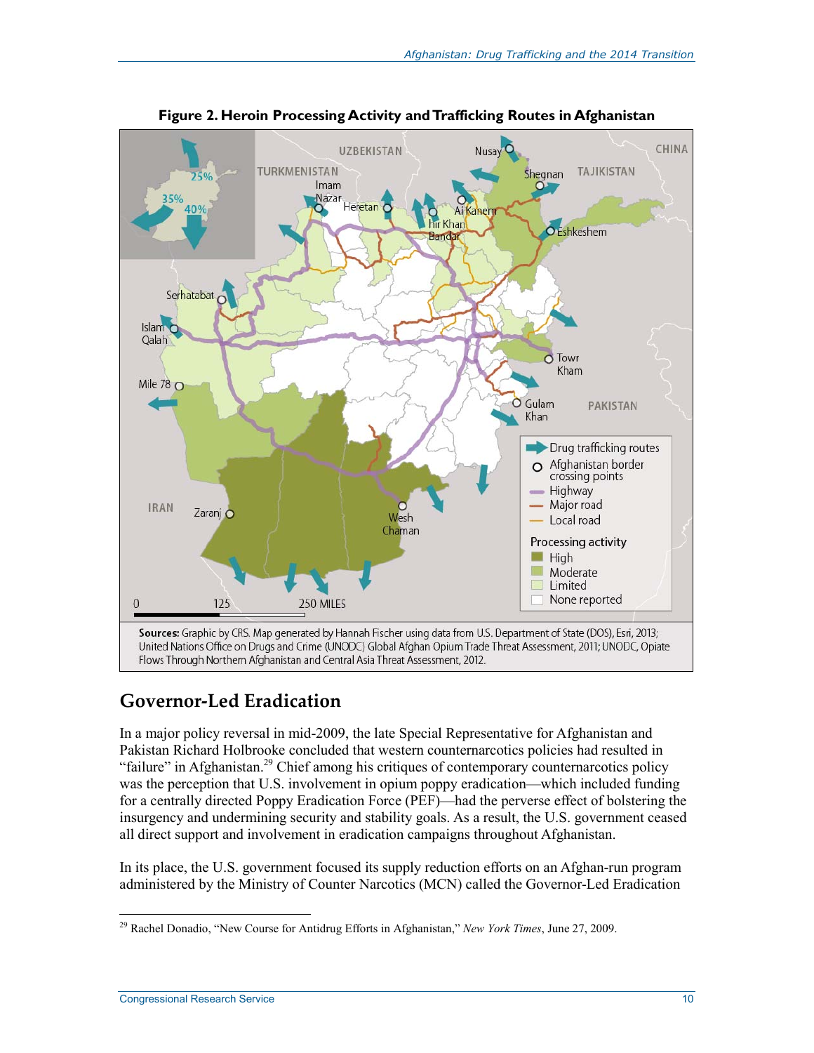**Figure 2. Heroin Processing Activity and Trafficking Routes in Afghanistan**

**Sources:** Graphic by CRS. Map generated by Hannah Fischer using data from U.S. Department of State (DOS), Esri, 2013; United Nations Office on Drugs and Crime (UNODC) Global Afghan Opium Trade Threat Assessment, 2011; UNODC, Opiate Flows Through Northern Afghanistan and Central Asia Threat Assessment, 2012.

## Governor-Led Eradication

In a major policy reversal in mid-2009, the late Special Representative for Afghanistan and Pakistan Richard Holbrooke concluded that western counternarcotics policies had resulted in "failure" in Afghanistan.[29] Chief among his critiques of contemporary counternarcotics policy was the perception that U.S. involvement in opium poppy eradication—which included funding for a centrally directed Poppy Eradication Force (PEF)—had the perverse effect of bolstering the insurgency and undermining security and stability goals. As a result, the U.S. government ceased all direct support and involvement in eradication campaigns throughout Afghanistan.

In its place, the U.S. government focused its supply reduction efforts on an Afghan-run program administered by the Ministry of Counter Narcotics (MCN) called the Governor-Led Eradication

[29] Rachel Donadio, "New Course for Antidrug Efforts in Afghanistan," *New York Times*, June 27, 2009.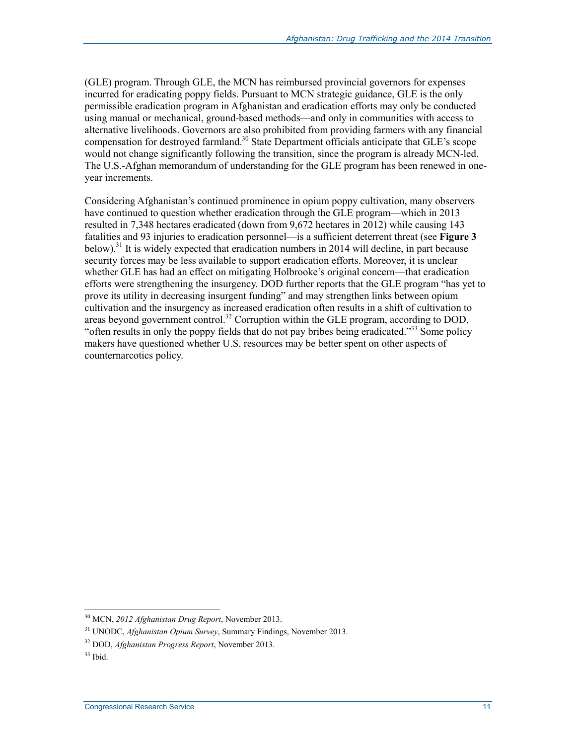(GLE) program. Through GLE, the MCN has reimbursed provincial governors for expenses incurred for eradicating poppy fields. Pursuant to MCN strategic guidance, GLE is the only permissible eradication program in Afghanistan and eradication efforts may only be conducted using manual or mechanical, ground-based methods—and only in communities with access to alternative livelihoods. Governors are also prohibited from providing farmers with any financial compensation for destroyed farmland.[30] State Department officials anticipate that GLE's scope would not change significantly following the transition, since the program is already MCN-led. The U.S.-Afghan memorandum of understanding for the GLE program has been renewed in one-year increments.

Considering Afghanistan's continued prominence in opium poppy cultivation, many observers have continued to question whether eradication through the GLE program—which in 2013 resulted in 7,348 hectares eradicated (down from 9,672 hectares in 2012) while causing 143 fatalities and 93 injuries to eradication personnel—is a sufficient deterrent threat (see **Figure 3** below).[31] It is widely expected that eradication numbers in 2014 will decline, in part because security forces may be less available to support eradication efforts. Moreover, it is unclear whether GLE has had an effect on mitigating Holbrooke's original concern—that eradication efforts were strengthening the insurgency. DOD further reports that the GLE program "has yet to prove its utility in decreasing insurgent funding" and may strengthen links between opium cultivation and the insurgency as increased eradication often results in a shift of cultivation to areas beyond government control.[32] Corruption within the GLE program, according to DOD, "often results in only the poppy fields that do not pay bribes being eradicated."[33] Some policy makers have questioned whether U.S. resources may be better spent on other aspects of counternarcotics policy.

[30] MCN, *2012 Afghanistan Drug Report*, November 2013.

[31] UNODC, *Afghanistan Opium Survey*, Summary Findings, November 2013.

[32] DOD, *Afghanistan Progress Report*, November 2013.

[33] Ibid.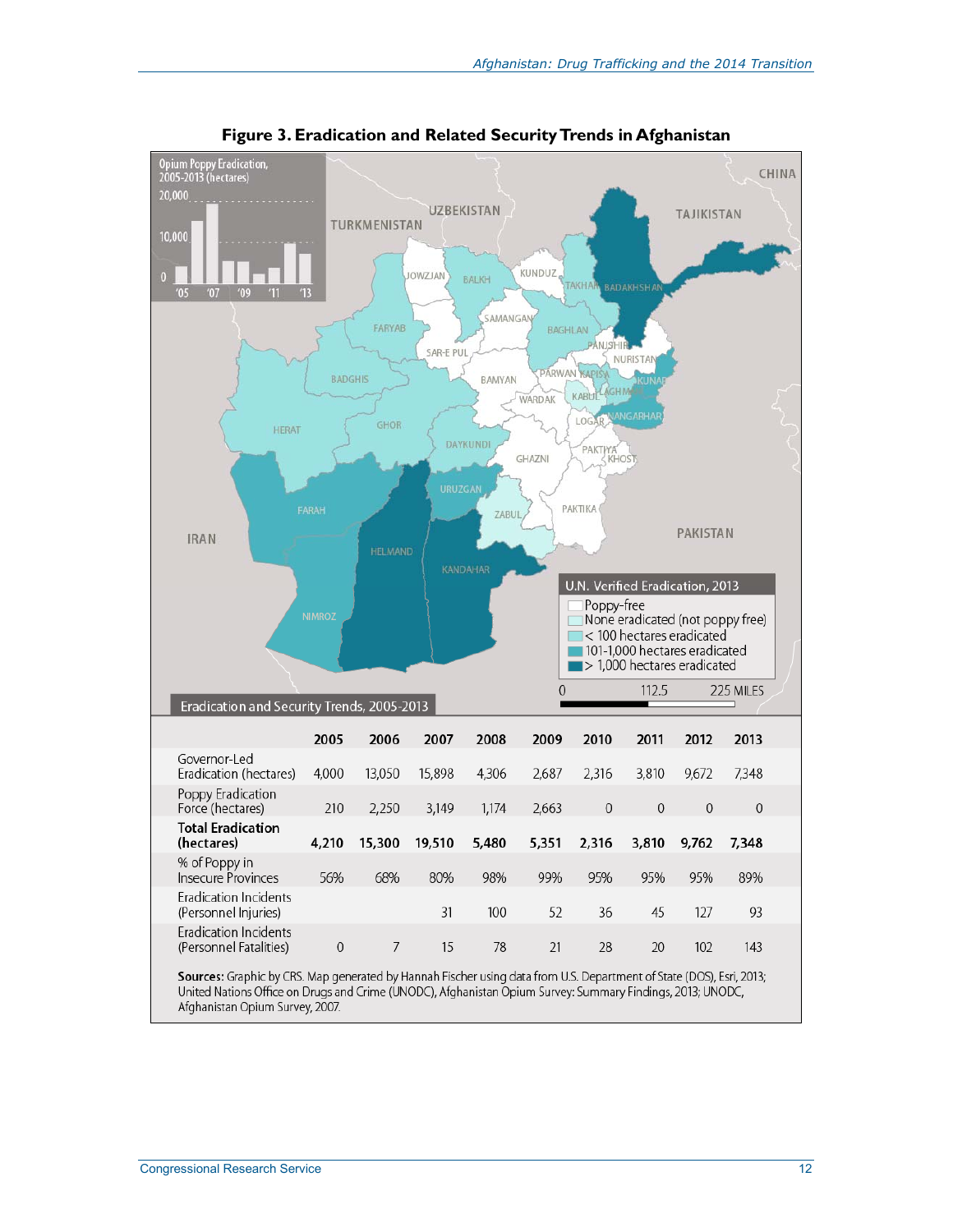**Figure 3. Eradication and Related Security Trends in Afghanistan**

**Eradication and Security Trends, 2005-2013**

| | 2005 | 2006 | 2007 | 2008 | 2009 | 2010 | 2011 | 2012 | 2013 |
|---|---|---|---|---|---|---|---|---|---|
| Governor-Led Eradication (hectares) | 4,000 | 13,050 | 15,898 | 4,306 | 2,687 | 2,316 | 3,810 | 9,672 | 7,348 |
| Poppy Eradication Force (hectares) | 210 | 2,250 | 3,149 | 1,174 | 2,663 | 0 | 0 | 0 | 0 |
| **Total Eradication (hectares)** | **4,210** | **15,300** | **19,510** | **5,480** | **5,351** | **2,316** | **3,810** | **9,762** | **7,348** |
| % of Poppy in Insecure Provinces | 56% | 68% | 80% | 98% | 99% | 95% | 95% | 95% | 89% |
| Eradication Incidents (Personnel Injuries) | | | 31 | 100 | 52 | 36 | 45 | 127 | 93 |
| Eradication Incidents (Personnel Fatalities) | 0 | 7 | 15 | 78 | 21 | 28 | 20 | 102 | 143 |

**Sources:** Graphic by CRS. Map generated by Hannah Fischer using data from U.S. Department of State (DOS), Esri, 2013; United Nations Office on Drugs and Crime (UNODC), Afghanistan Opium Survey: Summary Findings, 2013; UNODC, Afghanistan Opium Survey, 2007.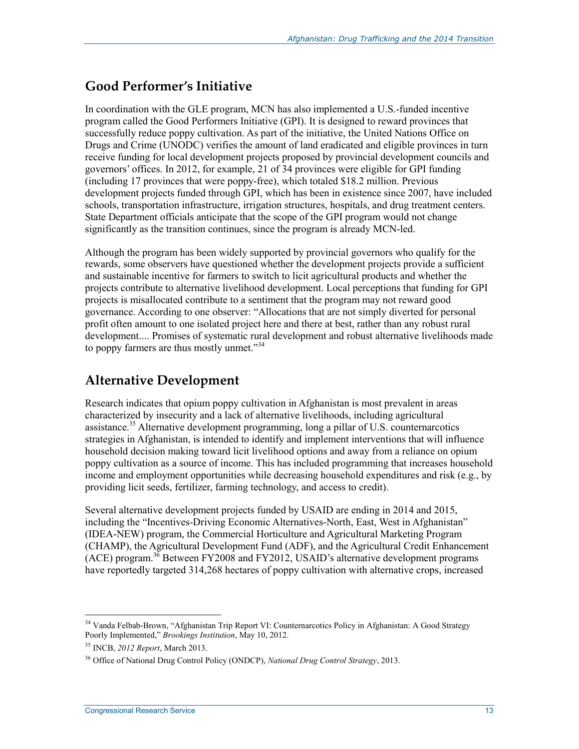## Good Performer's Initiative

In coordination with the GLE program, MCN has also implemented a U.S.-funded incentive program called the Good Performers Initiative (GPI). It is designed to reward provinces that successfully reduce poppy cultivation. As part of the initiative, the United Nations Office on Drugs and Crime (UNODC) verifies the amount of land eradicated and eligible provinces in turn receive funding for local development projects proposed by provincial development councils and governors' offices. In 2012, for example, 21 of 34 provinces were eligible for GPI funding (including 17 provinces that were poppy-free), which totaled $18.2 million. Previous development projects funded through GPI, which has been in existence since 2007, have included schools, transportation infrastructure, irrigation structures, hospitals, and drug treatment centers. State Department officials anticipate that the scope of the GPI program would not change significantly as the transition continues, since the program is already MCN-led.

Although the program has been widely supported by provincial governors who qualify for the rewards, some observers have questioned whether the development projects provide a sufficient and sustainable incentive for farmers to switch to licit agricultural products and whether the projects contribute to alternative livelihood development. Local perceptions that funding for GPI projects is misallocated contribute to a sentiment that the program may not reward good governance. According to one observer: "Allocations that are not simply diverted for personal profit often amount to one isolated project here and there at best, rather than any robust rural development.... Promises of systematic rural development and robust alternative livelihoods made to poppy farmers are thus mostly unmet."[34]

## Alternative Development

Research indicates that opium poppy cultivation in Afghanistan is most prevalent in areas characterized by insecurity and a lack of alternative livelihoods, including agricultural assistance.[35] Alternative development programming, long a pillar of U.S. counternarcotics strategies in Afghanistan, is intended to identify and implement interventions that will influence household decision making toward licit livelihood options and away from a reliance on opium poppy cultivation as a source of income. This has included programming that increases household income and employment opportunities while decreasing household expenditures and risk (e.g., by providing licit seeds, fertilizer, farming technology, and access to credit).

Several alternative development projects funded by USAID are ending in 2014 and 2015, including the "Incentives-Driving Economic Alternatives-North, East, West in Afghanistan" (IDEA-NEW) program, the Commercial Horticulture and Agricultural Marketing Program (CHAMP), the Agricultural Development Fund (ADF), and the Agricultural Credit Enhancement (ACE) program.[36] Between FY2008 and FY2012, USAID's alternative development programs have reportedly targeted 314,268 hectares of poppy cultivation with alternative crops, increased

---

[34] Vanda Felbab-Brown, "Afghanistan Trip Report VI: Counternarcotics Policy in Afghanistan: A Good Strategy Poorly Implemented," *Brookings Institution*, May 10, 2012.

[35] INCB, *2012 Report*, March 2013.

[36] Office of National Drug Control Policy (ONDCP), *National Drug Control Strategy*, 2013.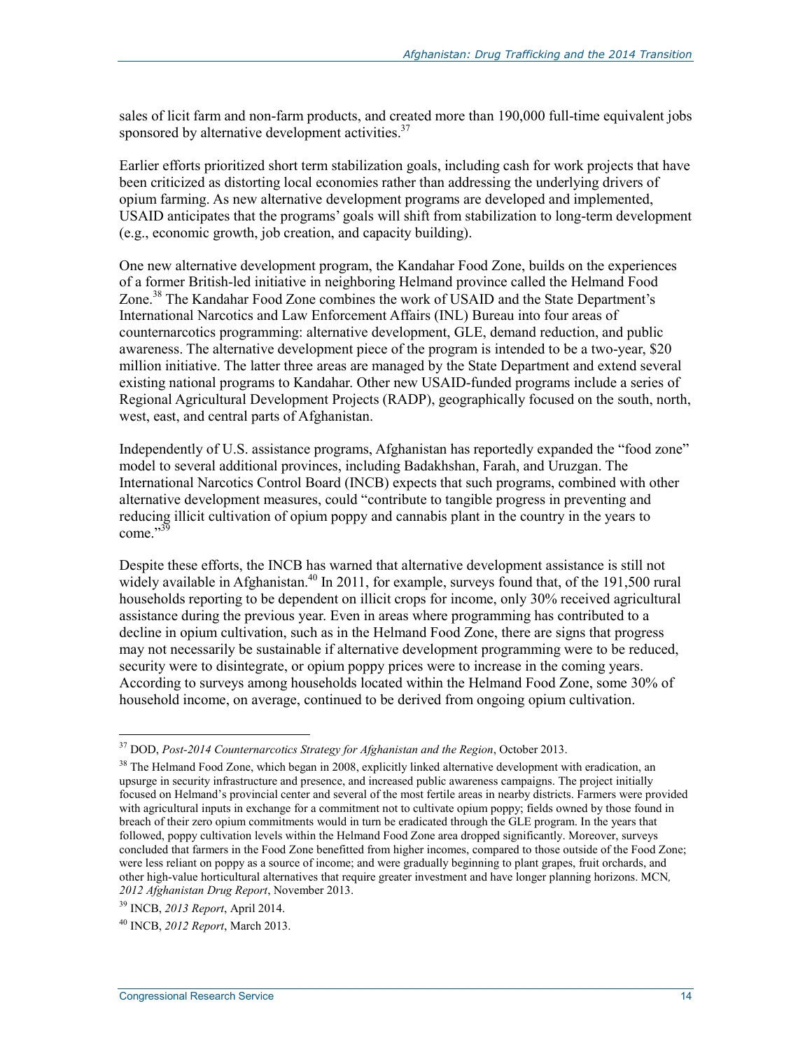sales of licit farm and non-farm products, and created more than 190,000 full-time equivalent jobs sponsored by alternative development activities.[37]

Earlier efforts prioritized short term stabilization goals, including cash for work projects that have been criticized as distorting local economies rather than addressing the underlying drivers of opium farming. As new alternative development programs are developed and implemented, USAID anticipates that the programs' goals will shift from stabilization to long-term development (e.g., economic growth, job creation, and capacity building).

One new alternative development program, the Kandahar Food Zone, builds on the experiences of a former British-led initiative in neighboring Helmand province called the Helmand Food Zone.[38] The Kandahar Food Zone combines the work of USAID and the State Department's International Narcotics and Law Enforcement Affairs (INL) Bureau into four areas of counternarcotics programming: alternative development, GLE, demand reduction, and public awareness. The alternative development piece of the program is intended to be a two-year, $20 million initiative. The latter three areas are managed by the State Department and extend several existing national programs to Kandahar. Other new USAID-funded programs include a series of Regional Agricultural Development Projects (RADP), geographically focused on the south, north, west, east, and central parts of Afghanistan.

Independently of U.S. assistance programs, Afghanistan has reportedly expanded the "food zone" model to several additional provinces, including Badakhshan, Farah, and Uruzgan. The International Narcotics Control Board (INCB) expects that such programs, combined with other alternative development measures, could "contribute to tangible progress in preventing and reducing illicit cultivation of opium poppy and cannabis plant in the country in the years to come."[39]

Despite these efforts, the INCB has warned that alternative development assistance is still not widely available in Afghanistan.[40] In 2011, for example, surveys found that, of the 191,500 rural households reporting to be dependent on illicit crops for income, only 30% received agricultural assistance during the previous year. Even in areas where programming has contributed to a decline in opium cultivation, such as in the Helmand Food Zone, there are signs that progress may not necessarily be sustainable if alternative development programming were to be reduced, security were to disintegrate, or opium poppy prices were to increase in the coming years. According to surveys among households located within the Helmand Food Zone, some 30% of household income, on average, continued to be derived from ongoing opium cultivation.

---

[37] DOD, *Post-2014 Counternarcotics Strategy for Afghanistan and the Region*, October 2013.

[38] The Helmand Food Zone, which began in 2008, explicitly linked alternative development with eradication, an upsurge in security infrastructure and presence, and increased public awareness campaigns. The project initially focused on Helmand's provincial center and several of the most fertile areas in nearby districts. Farmers were provided with agricultural inputs in exchange for a commitment not to cultivate opium poppy; fields owned by those found in breach of their zero opium commitments would in turn be eradicated through the GLE program. In the years that followed, poppy cultivation levels within the Helmand Food Zone area dropped significantly. Moreover, surveys concluded that farmers in the Food Zone benefitted from higher incomes, compared to those outside of the Food Zone; were less reliant on poppy as a source of income; and were gradually beginning to plant grapes, fruit orchards, and other high-value horticultural alternatives that require greater investment and have longer planning horizons. MCN*, 2012 Afghanistan Drug Report*, November 2013.

[39] INCB, *2013 Report*, April 2014.

[40] INCB, *2012 Report*, March 2013.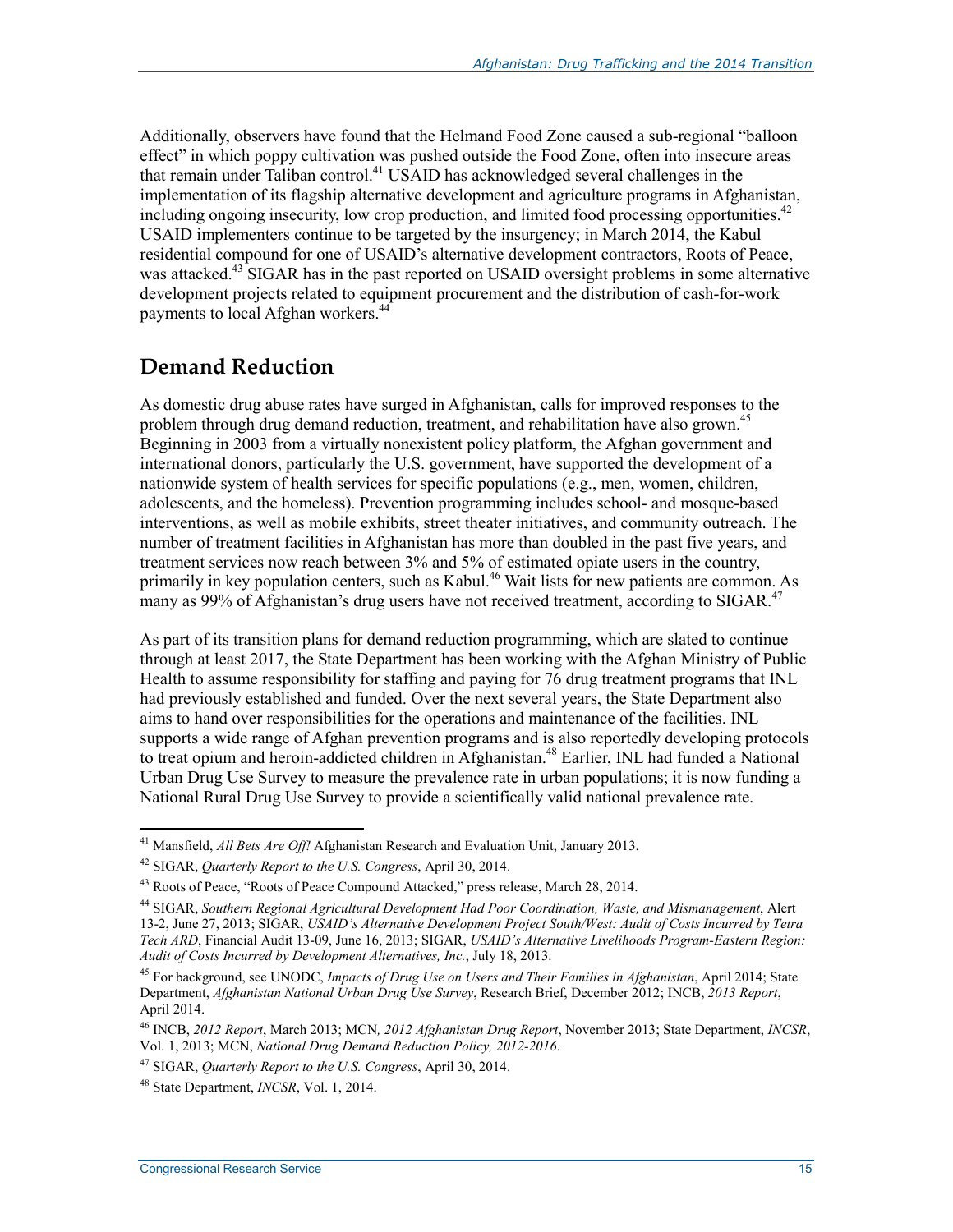Additionally, observers have found that the Helmand Food Zone caused a sub-regional "balloon effect" in which poppy cultivation was pushed outside the Food Zone, often into insecure areas that remain under Taliban control.[41] USAID has acknowledged several challenges in the implementation of its flagship alternative development and agriculture programs in Afghanistan, including ongoing insecurity, low crop production, and limited food processing opportunities.[42] USAID implementers continue to be targeted by the insurgency; in March 2014, the Kabul residential compound for one of USAID's alternative development contractors, Roots of Peace, was attacked.[43] SIGAR has in the past reported on USAID oversight problems in some alternative development projects related to equipment procurement and the distribution of cash-for-work payments to local Afghan workers.[44]

## Demand Reduction

As domestic drug abuse rates have surged in Afghanistan, calls for improved responses to the problem through drug demand reduction, treatment, and rehabilitation have also grown.[45] Beginning in 2003 from a virtually nonexistent policy platform, the Afghan government and international donors, particularly the U.S. government, have supported the development of a nationwide system of health services for specific populations (e.g., men, women, children, adolescents, and the homeless). Prevention programming includes school- and mosque-based interventions, as well as mobile exhibits, street theater initiatives, and community outreach. The number of treatment facilities in Afghanistan has more than doubled in the past five years, and treatment services now reach between 3% and 5% of estimated opiate users in the country, primarily in key population centers, such as Kabul.[46] Wait lists for new patients are common. As many as 99% of Afghanistan's drug users have not received treatment, according to SIGAR.[47]

As part of its transition plans for demand reduction programming, which are slated to continue through at least 2017, the State Department has been working with the Afghan Ministry of Public Health to assume responsibility for staffing and paying for 76 drug treatment programs that INL had previously established and funded. Over the next several years, the State Department also aims to hand over responsibilities for the operations and maintenance of the facilities. INL supports a wide range of Afghan prevention programs and is also reportedly developing protocols to treat opium and heroin-addicted children in Afghanistan.[48] Earlier, INL had funded a National Urban Drug Use Survey to measure the prevalence rate in urban populations; it is now funding a National Rural Drug Use Survey to provide a scientifically valid national prevalence rate.

---

[41] Mansfield, *All Bets Are Off!* Afghanistan Research and Evaluation Unit, January 2013.

[42] SIGAR, *Quarterly Report to the U.S. Congress*, April 30, 2014.

[43] Roots of Peace, "Roots of Peace Compound Attacked," press release, March 28, 2014.

[44] SIGAR, *Southern Regional Agricultural Development Had Poor Coordination, Waste, and Mismanagement*, Alert 13-2, June 27, 2013; SIGAR, *USAID's Alternative Development Project South/West: Audit of Costs Incurred by Tetra Tech ARD*, Financial Audit 13-09, June 16, 2013; SIGAR, *USAID's Alternative Livelihoods Program-Eastern Region: Audit of Costs Incurred by Development Alternatives, Inc.*, July 18, 2013.

[45] For background, see UNODC, *Impacts of Drug Use on Users and Their Families in Afghanistan*, April 2014; State Department, *Afghanistan National Urban Drug Use Survey*, Research Brief, December 2012; INCB, *2013 Report*, April 2014.

[46] INCB, *2012 Report*, March 2013; MCN*, 2012 Afghanistan Drug Report*, November 2013; State Department, *INCSR*, Vol. 1, 2013; MCN, *National Drug Demand Reduction Policy, 2012-2016*.

[47] SIGAR, *Quarterly Report to the U.S. Congress*, April 30, 2014.

[48] State Department, *INCSR*, Vol. 1, 2014.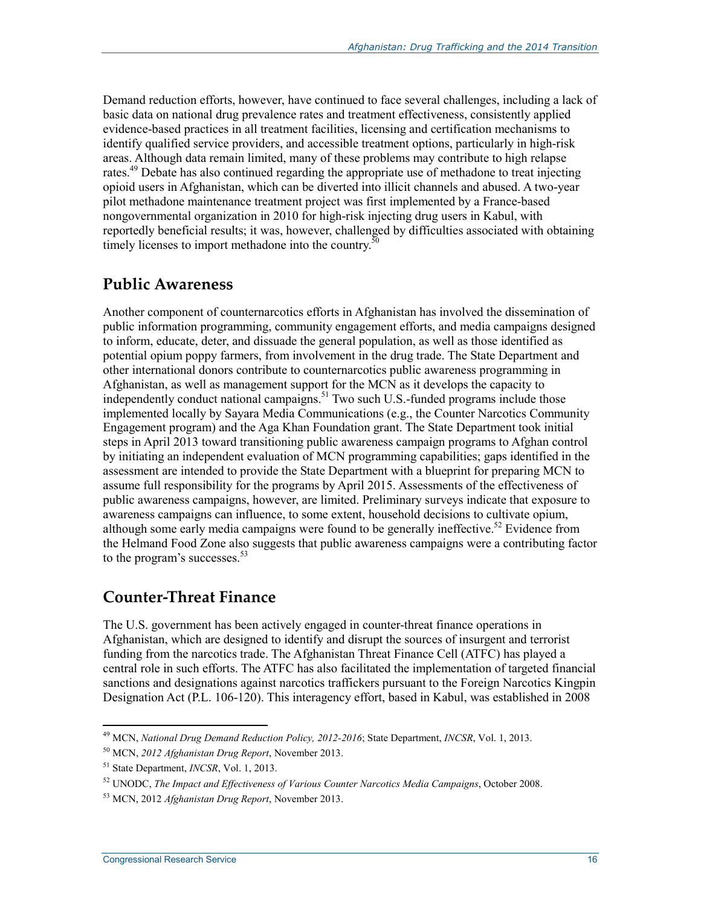Demand reduction efforts, however, have continued to face several challenges, including a lack of basic data on national drug prevalence rates and treatment effectiveness, consistently applied evidence-based practices in all treatment facilities, licensing and certification mechanisms to identify qualified service providers, and accessible treatment options, particularly in high-risk areas. Although data remain limited, many of these problems may contribute to high relapse rates.[49] Debate has also continued regarding the appropriate use of methadone to treat injecting opioid users in Afghanistan, which can be diverted into illicit channels and abused. A two-year pilot methadone maintenance treatment project was first implemented by a France-based nongovernmental organization in 2010 for high-risk injecting drug users in Kabul, with reportedly beneficial results; it was, however, challenged by difficulties associated with obtaining timely licenses to import methadone into the country.[50]

## Public Awareness

Another component of counternarcotics efforts in Afghanistan has involved the dissemination of public information programming, community engagement efforts, and media campaigns designed to inform, educate, deter, and dissuade the general population, as well as those identified as potential opium poppy farmers, from involvement in the drug trade. The State Department and other international donors contribute to counternarcotics public awareness programming in Afghanistan, as well as management support for the MCN as it develops the capacity to independently conduct national campaigns.[51] Two such U.S.-funded programs include those implemented locally by Sayara Media Communications (e.g., the Counter Narcotics Community Engagement program) and the Aga Khan Foundation grant. The State Department took initial steps in April 2013 toward transitioning public awareness campaign programs to Afghan control by initiating an independent evaluation of MCN programming capabilities; gaps identified in the assessment are intended to provide the State Department with a blueprint for preparing MCN to assume full responsibility for the programs by April 2015. Assessments of the effectiveness of public awareness campaigns, however, are limited. Preliminary surveys indicate that exposure to awareness campaigns can influence, to some extent, household decisions to cultivate opium, although some early media campaigns were found to be generally ineffective.[52] Evidence from the Helmand Food Zone also suggests that public awareness campaigns were a contributing factor to the program's successes.[53]

## Counter-Threat Finance

The U.S. government has been actively engaged in counter-threat finance operations in Afghanistan, which are designed to identify and disrupt the sources of insurgent and terrorist funding from the narcotics trade. The Afghanistan Threat Finance Cell (ATFC) has played a central role in such efforts. The ATFC has also facilitated the implementation of targeted financial sanctions and designations against narcotics traffickers pursuant to the Foreign Narcotics Kingpin Designation Act (P.L. 106-120). This interagency effort, based in Kabul, was established in 2008

---

[49] MCN, *National Drug Demand Reduction Policy, 2012-2016*; State Department, *INCSR*, Vol. 1, 2013.

[50] MCN, *2012 Afghanistan Drug Report*, November 2013.

[51] State Department, *INCSR*, Vol. 1, 2013.

[52] UNODC, *The Impact and Effectiveness of Various Counter Narcotics Media Campaigns*, October 2008.

[53] MCN, 2012 *Afghanistan Drug Report*, November 2013.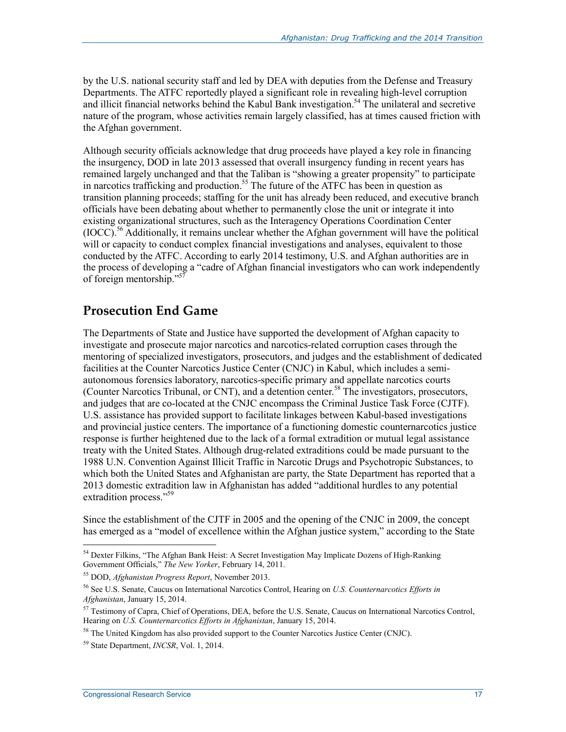by the U.S. national security staff and led by DEA with deputies from the Defense and Treasury Departments. The ATFC reportedly played a significant role in revealing high-level corruption and illicit financial networks behind the Kabul Bank investigation.[54] The unilateral and secretive nature of the program, whose activities remain largely classified, has at times caused friction with the Afghan government.

Although security officials acknowledge that drug proceeds have played a key role in financing the insurgency, DOD in late 2013 assessed that overall insurgency funding in recent years has remained largely unchanged and that the Taliban is "showing a greater propensity" to participate in narcotics trafficking and production.[55] The future of the ATFC has been in question as transition planning proceeds; staffing for the unit has already been reduced, and executive branch officials have been debating about whether to permanently close the unit or integrate it into existing organizational structures, such as the Interagency Operations Coordination Center (IOCC).[56] Additionally, it remains unclear whether the Afghan government will have the political will or capacity to conduct complex financial investigations and analyses, equivalent to those conducted by the ATFC. According to early 2014 testimony, U.S. and Afghan authorities are in the process of developing a "cadre of Afghan financial investigators who can work independently of foreign mentorship."[57]

## Prosecution End Game

The Departments of State and Justice have supported the development of Afghan capacity to investigate and prosecute major narcotics and narcotics-related corruption cases through the mentoring of specialized investigators, prosecutors, and judges and the establishment of dedicated facilities at the Counter Narcotics Justice Center (CNJC) in Kabul, which includes a semi-autonomous forensics laboratory, narcotics-specific primary and appellate narcotics courts (Counter Narcotics Tribunal, or CNT), and a detention center.[58] The investigators, prosecutors, and judges that are co-located at the CNJC encompass the Criminal Justice Task Force (CJTF). U.S. assistance has provided support to facilitate linkages between Kabul-based investigations and provincial justice centers. The importance of a functioning domestic counternarcotics justice response is further heightened due to the lack of a formal extradition or mutual legal assistance treaty with the United States. Although drug-related extraditions could be made pursuant to the 1988 U.N. Convention Against Illicit Traffic in Narcotic Drugs and Psychotropic Substances, to which both the United States and Afghanistan are party, the State Department has reported that a 2013 domestic extradition law in Afghanistan has added "additional hurdles to any potential extradition process."[59]

Since the establishment of the CJTF in 2005 and the opening of the CNJC in 2009, the concept has emerged as a "model of excellence within the Afghan justice system," according to the State

---

[54] Dexter Filkins, "The Afghan Bank Heist: A Secret Investigation May Implicate Dozens of High-Ranking Government Officials," *The New Yorker*, February 14, 2011.

[55] DOD, *Afghanistan Progress Report*, November 2013.

[56] See U.S. Senate, Caucus on International Narcotics Control, Hearing on *U.S. Counternarcotics Efforts in Afghanistan*, January 15, 2014.

[57] Testimony of Capra, Chief of Operations, DEA, before the U.S. Senate, Caucus on International Narcotics Control, Hearing on *U.S. Counternarcotics Efforts in Afghanistan*, January 15, 2014.

[58] The United Kingdom has also provided support to the Counter Narcotics Justice Center (CNJC).

[59] State Department, *INCSR*, Vol. 1, 2014.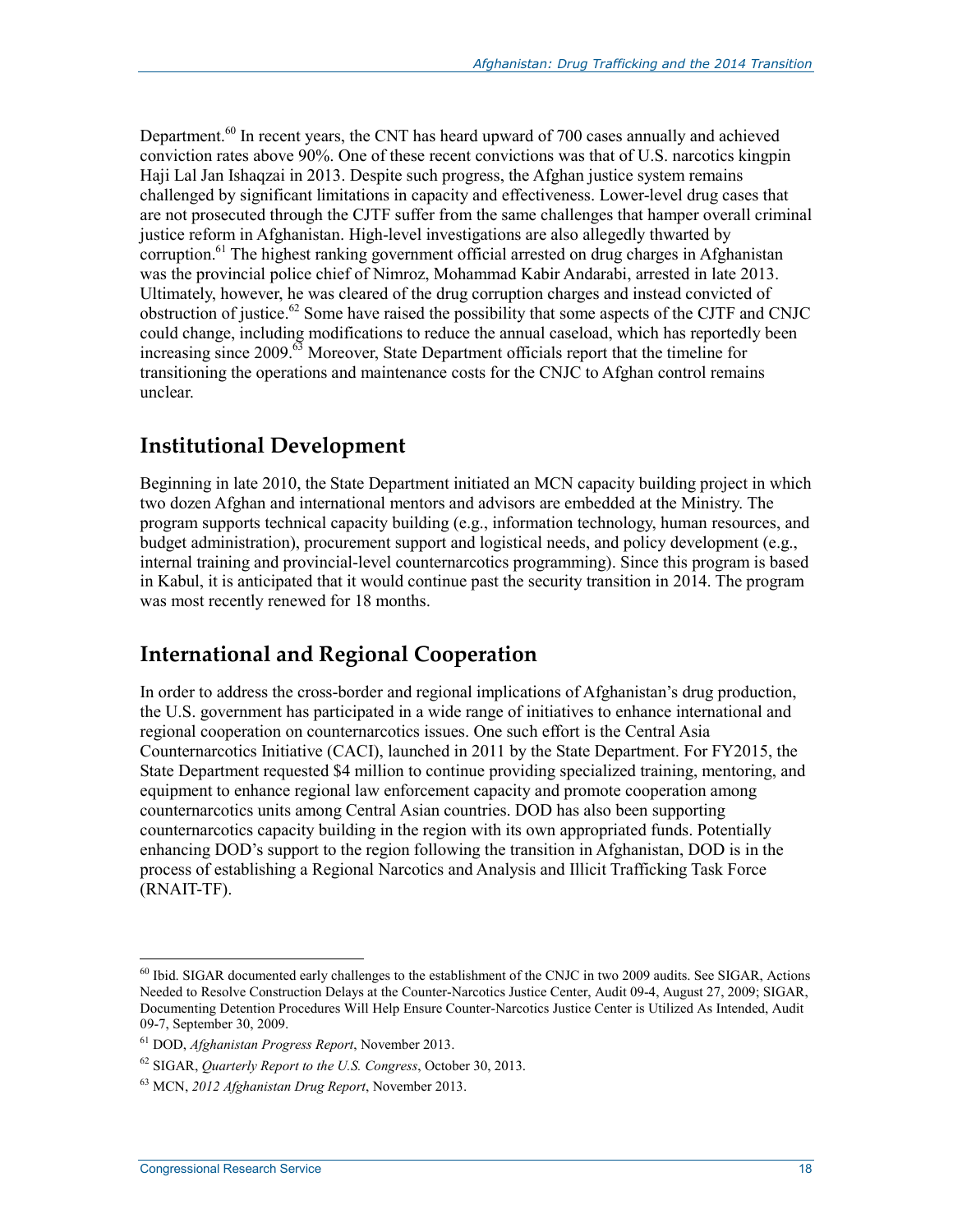Department.[60] In recent years, the CNT has heard upward of 700 cases annually and achieved conviction rates above 90%. One of these recent convictions was that of U.S. narcotics kingpin Haji Lal Jan Ishaqzai in 2013. Despite such progress, the Afghan justice system remains challenged by significant limitations in capacity and effectiveness. Lower-level drug cases that are not prosecuted through the CJTF suffer from the same challenges that hamper overall criminal justice reform in Afghanistan. High-level investigations are also allegedly thwarted by corruption.[61] The highest ranking government official arrested on drug charges in Afghanistan was the provincial police chief of Nimroz, Mohammad Kabir Andarabi, arrested in late 2013. Ultimately, however, he was cleared of the drug corruption charges and instead convicted of obstruction of justice.[62] Some have raised the possibility that some aspects of the CJTF and CNJC could change, including modifications to reduce the annual caseload, which has reportedly been increasing since 2009.[63] Moreover, State Department officials report that the timeline for transitioning the operations and maintenance costs for the CNJC to Afghan control remains unclear.

## Institutional Development

Beginning in late 2010, the State Department initiated an MCN capacity building project in which two dozen Afghan and international mentors and advisors are embedded at the Ministry. The program supports technical capacity building (e.g., information technology, human resources, and budget administration), procurement support and logistical needs, and policy development (e.g., internal training and provincial-level counternarcotics programming). Since this program is based in Kabul, it is anticipated that it would continue past the security transition in 2014. The program was most recently renewed for 18 months.

## International and Regional Cooperation

In order to address the cross-border and regional implications of Afghanistan's drug production, the U.S. government has participated in a wide range of initiatives to enhance international and regional cooperation on counternarcotics issues. One such effort is the Central Asia Counternarcotics Initiative (CACI), launched in 2011 by the State Department. For FY2015, the State Department requested $4 million to continue providing specialized training, mentoring, and equipment to enhance regional law enforcement capacity and promote cooperation among counternarcotics units among Central Asian countries. DOD has also been supporting counternarcotics capacity building in the region with its own appropriated funds. Potentially enhancing DOD's support to the region following the transition in Afghanistan, DOD is in the process of establishing a Regional Narcotics and Analysis and Illicit Trafficking Task Force (RNAIT-TF).

---

[60] Ibid. SIGAR documented early challenges to the establishment of the CNJC in two 2009 audits. See SIGAR, Actions Needed to Resolve Construction Delays at the Counter-Narcotics Justice Center, Audit 09-4, August 27, 2009; SIGAR, Documenting Detention Procedures Will Help Ensure Counter-Narcotics Justice Center is Utilized As Intended, Audit 09-7, September 30, 2009.

[61] DOD, *Afghanistan Progress Report*, November 2013.

[62] SIGAR, *Quarterly Report to the U.S. Congress*, October 30, 2013.

[63] MCN, *2012 Afghanistan Drug Report*, November 2013.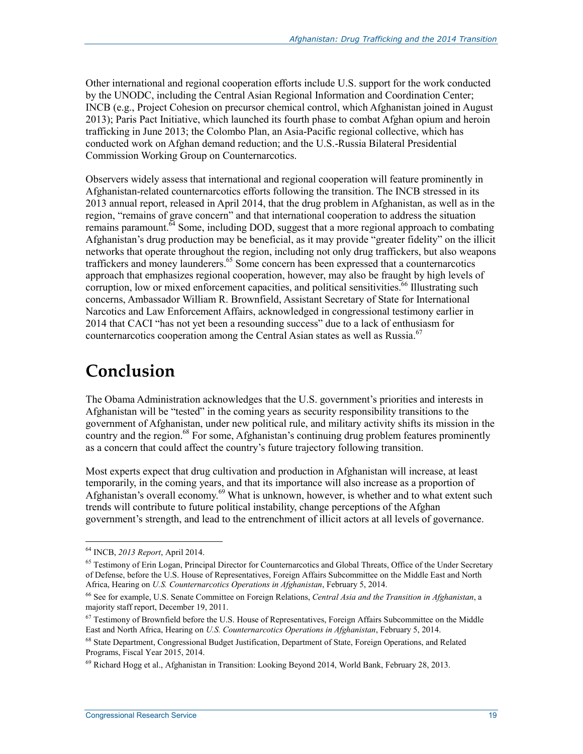Other international and regional cooperation efforts include U.S. support for the work conducted by the UNODC, including the Central Asian Regional Information and Coordination Center; INCB (e.g., Project Cohesion on precursor chemical control, which Afghanistan joined in August 2013); Paris Pact Initiative, which launched its fourth phase to combat Afghan opium and heroin trafficking in June 2013; the Colombo Plan, an Asia-Pacific regional collective, which has conducted work on Afghan demand reduction; and the U.S.-Russia Bilateral Presidential Commission Working Group on Counternarcotics.

Observers widely assess that international and regional cooperation will feature prominently in Afghanistan-related counternarcotics efforts following the transition. The INCB stressed in its 2013 annual report, released in April 2014, that the drug problem in Afghanistan, as well as in the region, "remains of grave concern" and that international cooperation to address the situation remains paramount.[64] Some, including DOD, suggest that a more regional approach to combating Afghanistan's drug production may be beneficial, as it may provide "greater fidelity" on the illicit networks that operate throughout the region, including not only drug traffickers, but also weapons traffickers and money launderers.[65] Some concern has been expressed that a counternarcotics approach that emphasizes regional cooperation, however, may also be fraught by high levels of corruption, low or mixed enforcement capacities, and political sensitivities.[66] Illustrating such concerns, Ambassador William R. Brownfield, Assistant Secretary of State for International Narcotics and Law Enforcement Affairs, acknowledged in congressional testimony earlier in 2014 that CACI "has not yet been a resounding success" due to a lack of enthusiasm for counternarcotics cooperation among the Central Asian states as well as Russia.[67]

# Conclusion

The Obama Administration acknowledges that the U.S. government's priorities and interests in Afghanistan will be "tested" in the coming years as security responsibility transitions to the government of Afghanistan, under new political rule, and military activity shifts its mission in the country and the region.[68] For some, Afghanistan's continuing drug problem features prominently as a concern that could affect the country's future trajectory following transition.

Most experts expect that drug cultivation and production in Afghanistan will increase, at least temporarily, in the coming years, and that its importance will also increase as a proportion of Afghanistan's overall economy.[69] What is unknown, however, is whether and to what extent such trends will contribute to future political instability, change perceptions of the Afghan government's strength, and lead to the entrenchment of illicit actors at all levels of governance.

---

[64] INCB, *2013 Report*, April 2014.

[65] Testimony of Erin Logan, Principal Director for Counternarcotics and Global Threats, Office of the Under Secretary of Defense, before the U.S. House of Representatives, Foreign Affairs Subcommittee on the Middle East and North Africa, Hearing on *U.S. Counternarcotics Operations in Afghanistan*, February 5, 2014.

[66] See for example, U.S. Senate Committee on Foreign Relations, *Central Asia and the Transition in Afghanistan*, a majority staff report, December 19, 2011.

[67] Testimony of Brownfield before the U.S. House of Representatives, Foreign Affairs Subcommittee on the Middle East and North Africa, Hearing on *U.S. Counternarcotics Operations in Afghanistan*, February 5, 2014.

[68] State Department, Congressional Budget Justification, Department of State, Foreign Operations, and Related Programs, Fiscal Year 2015, 2014.

[69] Richard Hogg et al., Afghanistan in Transition: Looking Beyond 2014, World Bank, February 28, 2013.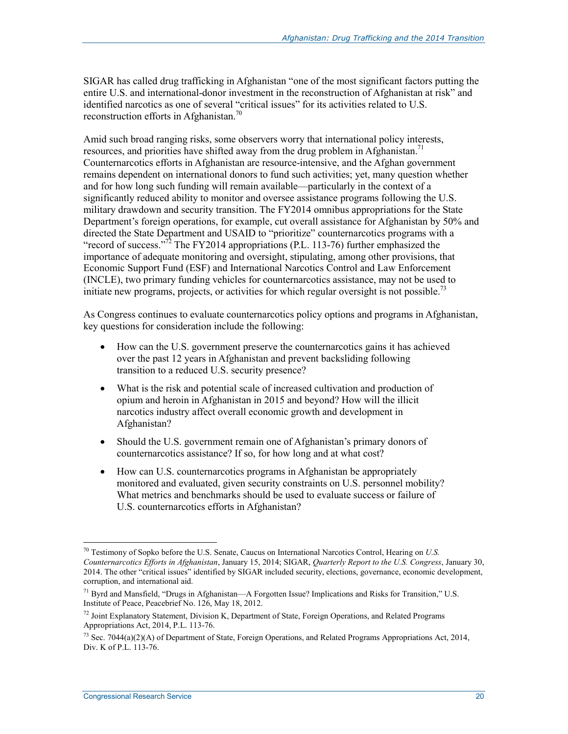SIGAR has called drug trafficking in Afghanistan "one of the most significant factors putting the entire U.S. and international-donor investment in the reconstruction of Afghanistan at risk" and identified narcotics as one of several "critical issues" for its activities related to U.S. reconstruction efforts in Afghanistan.[70]

Amid such broad ranging risks, some observers worry that international policy interests, resources, and priorities have shifted away from the drug problem in Afghanistan.[71] Counternarcotics efforts in Afghanistan are resource-intensive, and the Afghan government remains dependent on international donors to fund such activities; yet, many question whether and for how long such funding will remain available—particularly in the context of a significantly reduced ability to monitor and oversee assistance programs following the U.S. military drawdown and security transition. The FY2014 omnibus appropriations for the State Department's foreign operations, for example, cut overall assistance for Afghanistan by 50% and directed the State Department and USAID to "prioritize" counternarcotics programs with a "record of success."[72] The FY2014 appropriations (P.L. 113-76) further emphasized the importance of adequate monitoring and oversight, stipulating, among other provisions, that Economic Support Fund (ESF) and International Narcotics Control and Law Enforcement (INCLE), two primary funding vehicles for counternarcotics assistance, may not be used to initiate new programs, projects, or activities for which regular oversight is not possible.[73]

As Congress continues to evaluate counternarcotics policy options and programs in Afghanistan, key questions for consideration include the following:

- How can the U.S. government preserve the counternarcotics gains it has achieved over the past 12 years in Afghanistan and prevent backsliding following transition to a reduced U.S. security presence?
- What is the risk and potential scale of increased cultivation and production of opium and heroin in Afghanistan in 2015 and beyond? How will the illicit narcotics industry affect overall economic growth and development in Afghanistan?
- Should the U.S. government remain one of Afghanistan's primary donors of counternarcotics assistance? If so, for how long and at what cost?
- How can U.S. counternarcotics programs in Afghanistan be appropriately monitored and evaluated, given security constraints on U.S. personnel mobility? What metrics and benchmarks should be used to evaluate success or failure of U.S. counternarcotics efforts in Afghanistan?

---

[70] Testimony of Sopko before the U.S. Senate, Caucus on International Narcotics Control, Hearing on *U.S. Counternarcotics Efforts in Afghanistan*, January 15, 2014; SIGAR, *Quarterly Report to the U.S. Congress*, January 30, 2014. The other "critical issues" identified by SIGAR included security, elections, governance, economic development, corruption, and international aid.

[71] Byrd and Mansfield, "Drugs in Afghanistan—A Forgotten Issue? Implications and Risks for Transition," U.S. Institute of Peace, Peacebrief No. 126, May 18, 2012.

[72] Joint Explanatory Statement, Division K, Department of State, Foreign Operations, and Related Programs Appropriations Act, 2014, P.L. 113-76.

[73] Sec. 7044(a)(2)(A) of Department of State, Foreign Operations, and Related Programs Appropriations Act, 2014, Div. K of P.L. 113-76.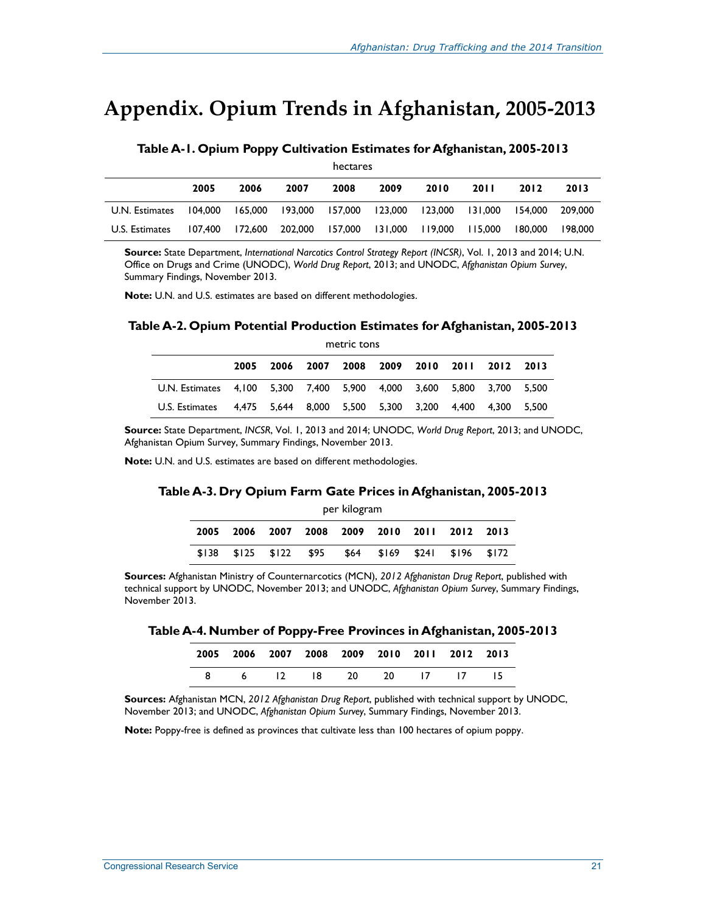# Appendix. Opium Trends in Afghanistan, 2005-2013

**Table A-1. Opium Poppy Cultivation Estimates for Afghanistan, 2005-2013**

hectares

| | 2005 | 2006 | 2007 | 2008 | 2009 | 2010 | 2011 | 2012 | 2013 |
|---|---|---|---|---|---|---|---|---|---|
| U.N. Estimates | 104,000 | 165,000 | 193,000 | 157,000 | 123,000 | 123,000 | 131,000 | 154,000 | 209,000 |
| U.S. Estimates | 107,400 | 172,600 | 202,000 | 157,000 | 131,000 | 119,000 | 115,000 | 180,000 | 198,000 |

**Source:** State Department, *International Narcotics Control Strategy Report (INCSR)*, Vol. 1, 2013 and 2014; U.N. Office on Drugs and Crime (UNODC), *World Drug Report*, 2013; and UNODC, *Afghanistan Opium Survey*, Summary Findings, November 2013.

**Note:** U.N. and U.S. estimates are based on different methodologies.

**Table A-2. Opium Potential Production Estimates for Afghanistan, 2005-2013**

metric tons

| | 2005 | 2006 | 2007 | 2008 | 2009 | 2010 | 2011 | 2012 | 2013 |
|---|---|---|---|---|---|---|---|---|---|
| U.N. Estimates | 4,100 | 5,300 | 7,400 | 5,900 | 4,000 | 3,600 | 5,800 | 3,700 | 5,500 |
| U.S. Estimates | 4,475 | 5,644 | 8,000 | 5,500 | 5,300 | 3,200 | 4,400 | 4,300 | 5,500 |

**Source:** State Department, *INCSR*, Vol. 1, 2013 and 2014; UNODC, *World Drug Report*, 2013; and UNODC, Afghanistan Opium Survey, Summary Findings, November 2013.

**Note:** U.N. and U.S. estimates are based on different methodologies.

**Table A-3. Dry Opium Farm Gate Prices in Afghanistan, 2005-2013**

per kilogram

| 2005 | 2006 | 2007 | 2008 | 2009 | 2010 | 2011 | 2012 | 2013 |
|---|---|---|---|---|---|---|---|---|
| $138 | $125 | $122 | $95 | $64 | $169 | $241 | $196 | $172 |

**Sources:** Afghanistan Ministry of Counternarcotics (MCN), *2012 Afghanistan Drug Report*, published with technical support by UNODC, November 2013; and UNODC, *Afghanistan Opium Survey*, Summary Findings, November 2013.

**Table A-4. Number of Poppy-Free Provinces in Afghanistan, 2005-2013**

| 2005 | 2006 | 2007 | 2008 | 2009 | 2010 | 2011 | 2012 | 2013 |
|---|---|---|---|---|---|---|---|---|
| 8 | 6 | 12 | 18 | 20 | 20 | 17 | 17 | 15 |

**Sources:** Afghanistan MCN, *2012 Afghanistan Drug Report*, published with technical support by UNODC, November 2013; and UNODC, *Afghanistan Opium Survey*, Summary Findings, November 2013.

**Note:** Poppy-free is defined as provinces that cultivate less than 100 hectares of opium poppy.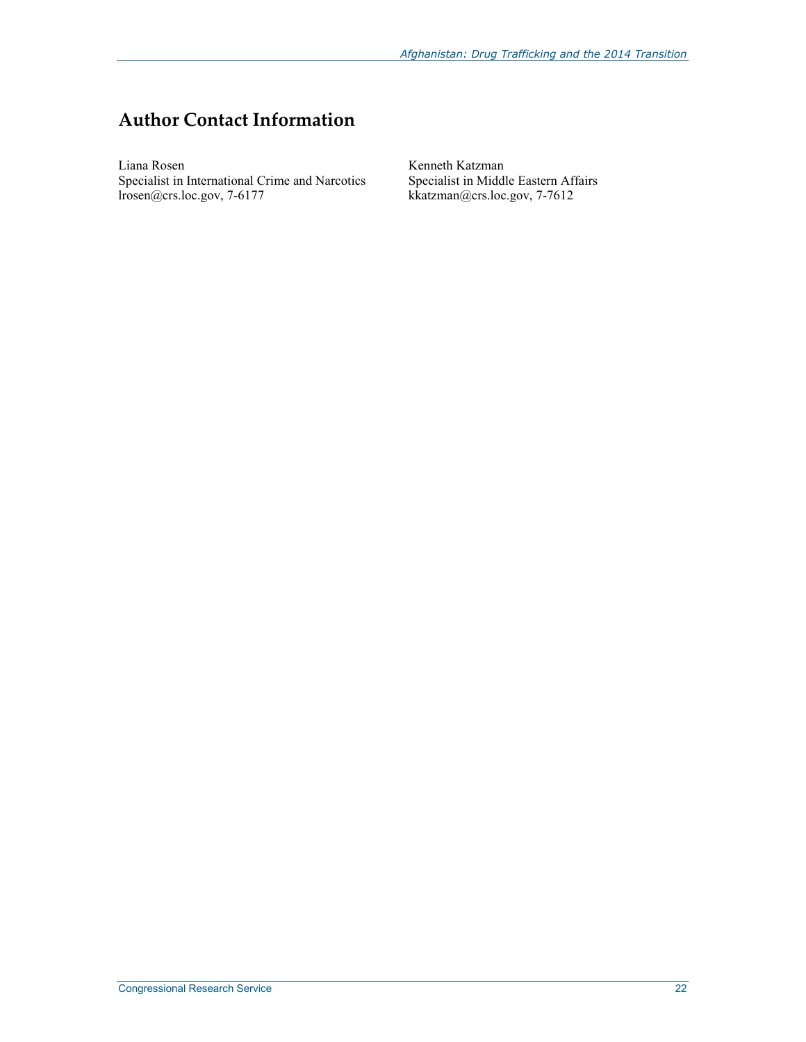## Author Contact Information

Liana Rosen
Specialist in International Crime and Narcotics
lrosen@crs.loc.gov, 7-6177

Kenneth Katzman
Specialist in Middle Eastern Affairs
kkatzman@crs.loc.gov, 7-7612